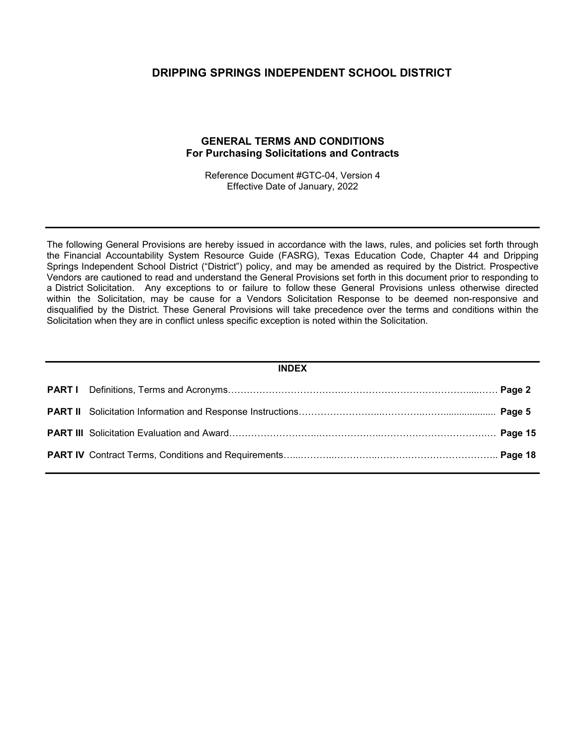# DRIPPING SPRINGS INDEPENDENT SCHOOL DISTRICT

## GENERAL TERMS AND CONDITIONS
## For Purchasing Solicitations and Contracts

Reference Document #GTC-04, Version 4
Effective Date of January, 2022

---

The following General Provisions are hereby issued in accordance with the laws, rules, and policies set forth through the Financial Accountability System Resource Guide (FASRG), Texas Education Code, Chapter 44 and Dripping Springs Independent School District ("District") policy, and may be amended as required by the District. Prospective Vendors are cautioned to read and understand the General Provisions set forth in this document prior to responding to a District Solicitation. Any exceptions to or failure to follow these General Provisions unless otherwise directed within the Solicitation, may be cause for a Vendors Solicitation Response to be deemed non-responsive and disqualified by the District. These General Provisions will take precedence over the terms and conditions within the Solicitation when they are in conflict unless specific exception is noted within the Solicitation.

---

**INDEX**

| | | |
|---|---|---|
| **PART I** | Definitions, Terms and Acronyms | **Page 2** |
| **PART II** | Solicitation Information and Response Instructions | **Page 5** |
| **PART III** | Solicitation Evaluation and Award | **Page 15** |
| **PART IV** | Contract Terms, Conditions and Requirements | **Page 18** |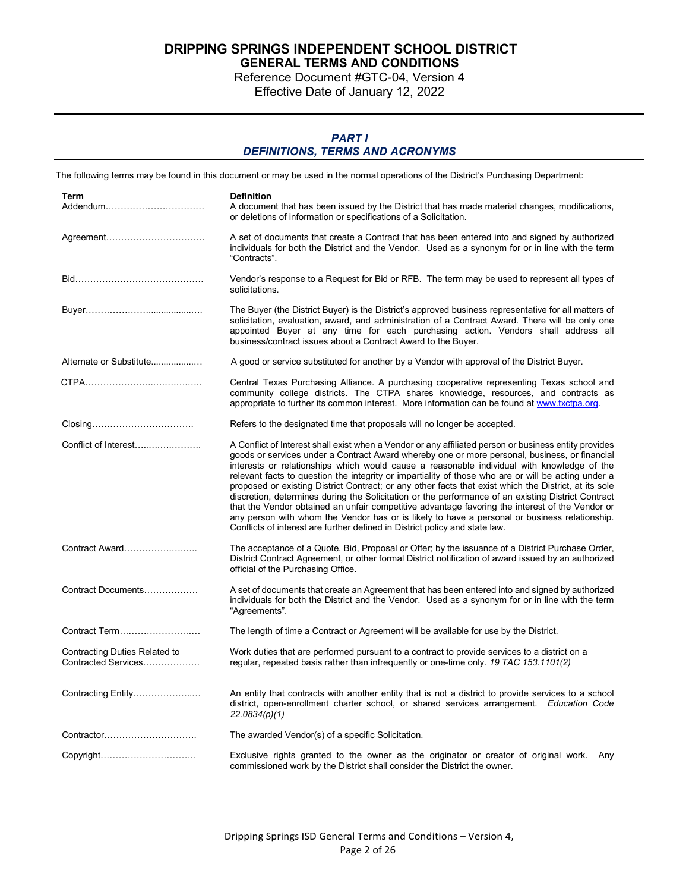# DRIPPING SPRINGS INDEPENDENT SCHOOL DISTRICT
## GENERAL TERMS AND CONDITIONS

Reference Document #GTC-04, Version 4
Effective Date of January 12, 2022

---

### *PART I*
### *DEFINITIONS, TERMS AND ACRONYMS*

The following terms may be found in this document or may be used in the normal operations of the District's Purchasing Department:

| Term | Definition |
|---|---|
| Addendum | A document that has been issued by the District that has made material changes, modifications, or deletions of information or specifications of a Solicitation. |
| Agreement | A set of documents that create a Contract that has been entered into and signed by authorized individuals for both the District and the Vendor. Used as a synonym for or in line with the term "Contracts". |
| Bid | Vendor's response to a Request for Bid or RFB. The term may be used to represent all types of solicitations. |
| Buyer | The Buyer (the District Buyer) is the District's approved business representative for all matters of solicitation, evaluation, award, and administration of a Contract Award. There will be only one appointed Buyer at any time for each purchasing action. Vendors shall address all business/contract issues about a Contract Award to the Buyer. |
| Alternate or Substitute | A good or service substituted for another by a Vendor with approval of the District Buyer. |
| CTPA | Central Texas Purchasing Alliance. A purchasing cooperative representing Texas school and community college districts. The CTPA shares knowledge, resources, and contracts as appropriate to further its common interest. More information can be found at [www.txctpa.org](http://www.txctpa.org). |
| Closing | Refers to the designated time that proposals will no longer be accepted. |
| Conflict of Interest | A Conflict of Interest shall exist when a Vendor or any affiliated person or business entity provides goods or services under a Contract Award whereby one or more personal, business, or financial interests or relationships which would cause a reasonable individual with knowledge of the relevant facts to question the integrity or impartiality of those who are or will be acting under a proposed or existing District Contract; or any other facts that exist which the District, at its sole discretion, determines during the Solicitation or the performance of an existing District Contract that the Vendor obtained an unfair competitive advantage favoring the interest of the Vendor or any person with whom the Vendor has or is likely to have a personal or business relationship. Conflicts of interest are further defined in District policy and state law. |
| Contract Award | The acceptance of a Quote, Bid, Proposal or Offer; by the issuance of a District Purchase Order, District Contract Agreement, or other formal District notification of award issued by an authorized official of the Purchasing Office. |
| Contract Documents | A set of documents that create an Agreement that has been entered into and signed by authorized individuals for both the District and the Vendor. Used as a synonym for or in line with the term "Agreements". |
| Contract Term | The length of time a Contract or Agreement will be available for use by the District. |
| Contracting Duties Related to Contracted Services | Work duties that are performed pursuant to a contract to provide services to a district on a regular, repeated basis rather than infrequently or one-time only. *19 TAC 153.1101(2)* |
| Contracting Entity | An entity that contracts with another entity that is not a district to provide services to a school district, open-enrollment charter school, or shared services arrangement. *Education Code 22.0834(p)(1)* |
| Contractor | The awarded Vendor(s) of a specific Solicitation. |
| Copyright | Exclusive rights granted to the owner as the originator or creator of original work. Any commissioned work by the District shall consider the District the owner. |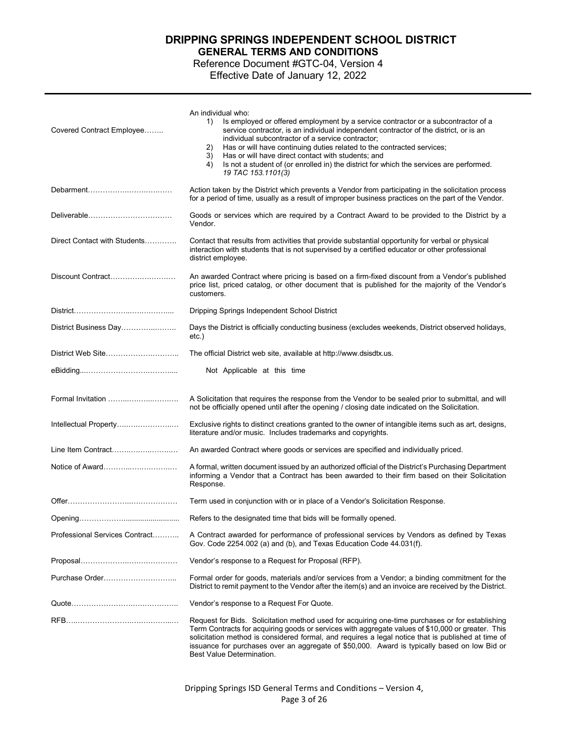# DRIPPING SPRINGS INDEPENDENT SCHOOL DISTRICT

## GENERAL TERMS AND CONDITIONS

Reference Document #GTC-04, Version 4

Effective Date of January 12, 2022

| Term | Definition |
| --- | --- |
| Covered Contract Employee…….. | An individual who:<br>1) Is employed or offered employment by a service contractor or a subcontractor of a service contractor, is an individual independent contractor of the district, or is an individual subcontractor of a service contractor;<br>2) Has or will have continuing duties related to the contracted services;<br>3) Has or will have direct contact with students; and<br>4) Is not a student of (or enrolled in) the district for which the services are performed. *19 TAC 153.1101(3)* |
| Debarment…………….……..….…… | Action taken by the District which prevents a Vendor from participating in the solicitation process for a period of time, usually as a result of improper business practices on the part of the Vendor. |
| Deliverable……………………………. | Goods or services which are required by a Contract Award to be provided to the District by a Vendor. |
| Direct Contact with Students…………. | Contact that results from activities that provide substantial opportunity for verbal or physical interaction with students that is not supervised by a certified educator or other professional district employee. |
| Discount Contract……….….………… | An awarded Contract where pricing is based on a firm-fixed discount from a Vendor's published price list, priced catalog, or other document that is published for the majority of the Vendor's customers. |
| District…………………..…….……..... | Dripping Springs Independent School District |
| District Business Day…………...…….. | Days the District is officially conducting business (excludes weekends, District observed holidays, etc.) |
| District Web Site…………………….….. | The official District web site, available at http://www.dsisdtx.us. |
| eBidding...……………………….……..... | Not Applicable at this time |
| Formal Invitation ……...……...………. | A Solicitation that requires the response from the Vendor to be sealed prior to submittal, and will not be officially opened until after the opening / closing date indicated on the Solicitation. |
| Intellectual Property…..………………… | Exclusive rights to distinct creations granted to the owner of intangible items such as art, designs, literature and/or music. Includes trademarks and copyrights. |
| Line Item Contract…….…….……..… | An awarded Contract where goods or services are specified and individually priced. |
| Notice of Award………..…….……..… | A formal, written document issued by an authorized official of the District's Purchasing Department informing a Vendor that a Contract has been awarded to their firm based on their Solicitation Response. |
| Offer……………………...…………… | Term used in conjunction with or in place of a Vendor's Solicitation Response. |
| Opening………………......................... | Refers to the designated time that bids will be formally opened. |
| Professional Services Contract……….. | A Contract awarded for performance of professional services by Vendors as defined by Texas Gov. Code 2254.002 (a) and (b), and Texas Education Code 44.031(f). |
| Proposal…………………..….………… | Vendor's response to a Request for Proposal (RFP). |
| Purchase Order………………………... | Formal order for goods, materials and/or services from a Vendor; a binding commitment for the District to remit payment to the Vendor after the item(s) and an invoice are received by the District. |
| Quote…………………….…………….. | Vendor's response to a Request For Quote. |
| RFB…..…………………….………...… | Request for Bids. Solicitation method used for acquiring one-time purchases or for establishing Term Contracts for acquiring goods or services with aggregate values of $10,000 or greater. This solicitation method is considered formal, and requires a legal notice that is published at time of issuance for purchases over an aggregate of $50,000. Award is typically based on low Bid or Best Value Determination. |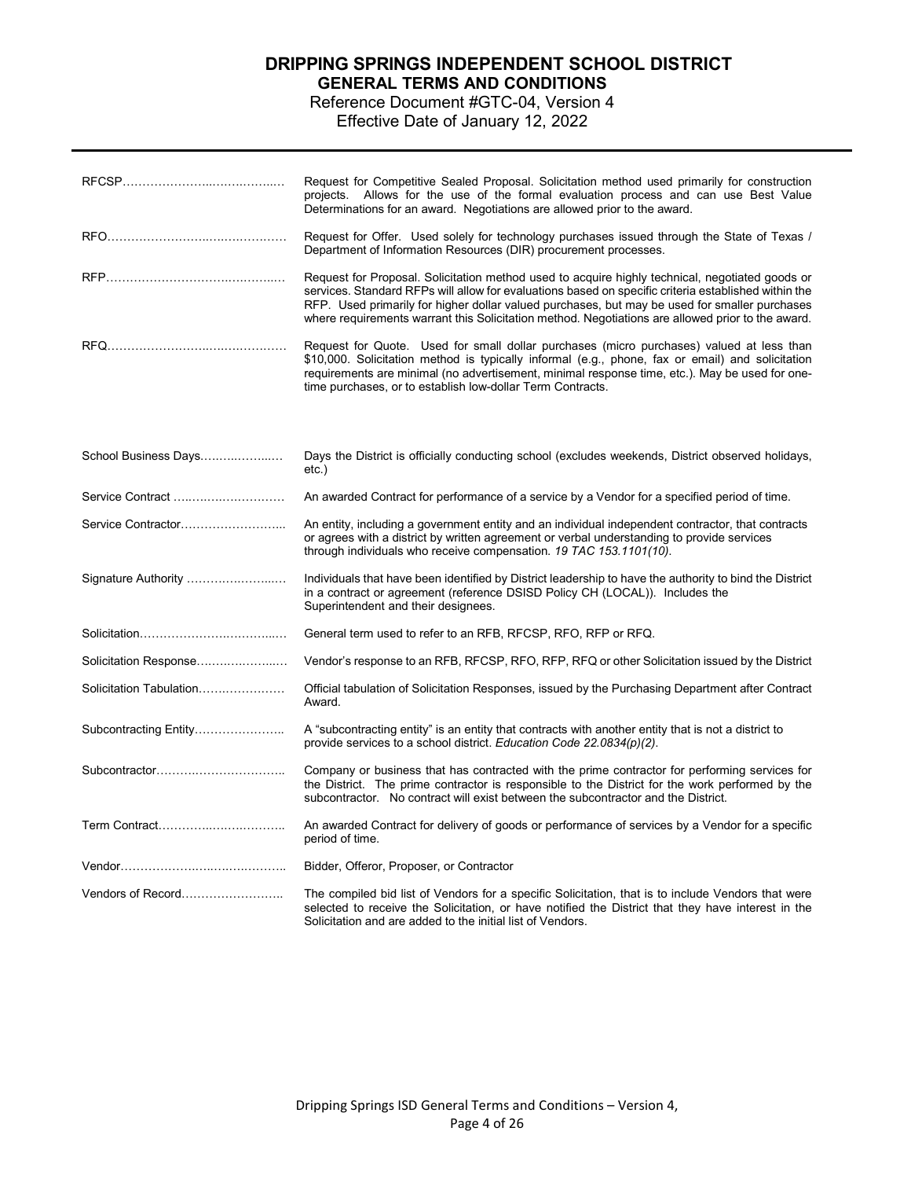# DRIPPING SPRINGS INDEPENDENT SCHOOL DISTRICT
## GENERAL TERMS AND CONDITIONS

Reference Document #GTC-04, Version 4
Effective Date of January 12, 2022

| Term | Definition |
|---|---|
| RFCSP | Request for Competitive Sealed Proposal. Solicitation method used primarily for construction projects. Allows for the use of the formal evaluation process and can use Best Value Determinations for an award. Negotiations are allowed prior to the award. |
| RFO | Request for Offer. Used solely for technology purchases issued through the State of Texas / Department of Information Resources (DIR) procurement processes. |
| RFP | Request for Proposal. Solicitation method used to acquire highly technical, negotiated goods or services. Standard RFPs will allow for evaluations based on specific criteria established within the RFP. Used primarily for higher dollar valued purchases, but may be used for smaller purchases where requirements warrant this Solicitation method. Negotiations are allowed prior to the award. |
| RFQ | Request for Quote. Used for small dollar purchases (micro purchases) valued at less than $10,000. Solicitation method is typically informal (e.g., phone, fax or email) and solicitation requirements are minimal (no advertisement, minimal response time, etc.). May be used for one-time purchases, or to establish low-dollar Term Contracts. |
| School Business Days | Days the District is officially conducting school (excludes weekends, District observed holidays, etc.) |
| Service Contract | An awarded Contract for performance of a service by a Vendor for a specified period of time. |
| Service Contractor | An entity, including a government entity and an individual independent contractor, that contracts or agrees with a district by written agreement or verbal understanding to provide services through individuals who receive compensation. *19 TAC 153.1101(10).* |
| Signature Authority | Individuals that have been identified by District leadership to have the authority to bind the District in a contract or agreement (reference DSISD Policy CH (LOCAL)). Includes the Superintendent and their designees. |
| Solicitation | General term used to refer to an RFB, RFCSP, RFO, RFP or RFQ. |
| Solicitation Response | Vendor's response to an RFB, RFCSP, RFO, RFP, RFQ or other Solicitation issued by the District |
| Solicitation Tabulation | Official tabulation of Solicitation Responses, issued by the Purchasing Department after Contract Award. |
| Subcontracting Entity | A "subcontracting entity" is an entity that contracts with another entity that is not a district to provide services to a school district. *Education Code 22.0834(p)(2).* |
| Subcontractor | Company or business that has contracted with the prime contractor for performing services for the District. The prime contractor is responsible to the District for the work performed by the subcontractor. No contract will exist between the subcontractor and the District. |
| Term Contract | An awarded Contract for delivery of goods or performance of services by a Vendor for a specific period of time. |
| Vendor | Bidder, Offeror, Proposer, or Contractor |
| Vendors of Record | The compiled bid list of Vendors for a specific Solicitation, that is to include Vendors that were selected to receive the Solicitation, or have notified the District that they have interest in the Solicitation and are added to the initial list of Vendors. |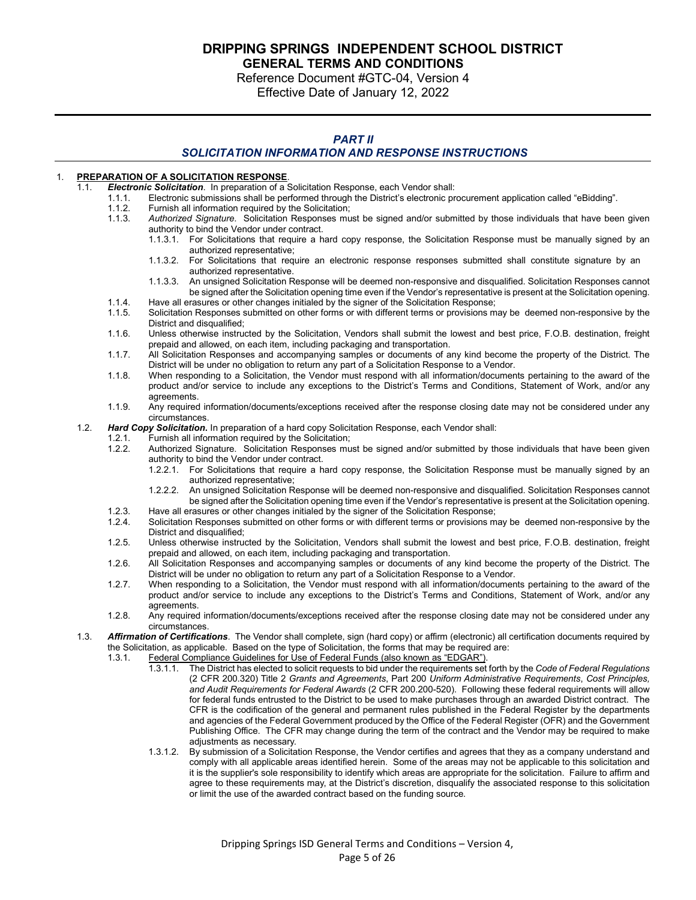# DRIPPING SPRINGS INDEPENDENT SCHOOL DISTRICT

## GENERAL TERMS AND CONDITIONS

Reference Document #GTC-04, Version 4

Effective Date of January 12, 2022

## *PART II*

## *SOLICITATION INFORMATION AND RESPONSE INSTRUCTIONS*

1. **PREPARATION OF A SOLICITATION RESPONSE**.
   - 1.1. ***Electronic Solicitation***. In preparation of a Solicitation Response, each Vendor shall:
     - 1.1.1. Electronic submissions shall be performed through the District's electronic procurement application called "eBidding".
     - 1.1.2. Furnish all information required by the Solicitation;
     - 1.1.3. *Authorized Signature.* Solicitation Responses must be signed and/or submitted by those individuals that have been given authority to bind the Vendor under contract.
       - 1.1.3.1. For Solicitations that require a hard copy response, the Solicitation Response must be manually signed by an authorized representative;
       - 1.1.3.2. For Solicitations that require an electronic response responses submitted shall constitute signature by an authorized representative.
       - 1.1.3.3. An unsigned Solicitation Response will be deemed non-responsive and disqualified. Solicitation Responses cannot be signed after the Solicitation opening time even if the Vendor's representative is present at the Solicitation opening.
     - 1.1.4. Have all erasures or other changes initialed by the signer of the Solicitation Response;
     - 1.1.5. Solicitation Responses submitted on other forms or with different terms or provisions may be deemed non-responsive by the District and disqualified;
     - 1.1.6. Unless otherwise instructed by the Solicitation, Vendors shall submit the lowest and best price, F.O.B. destination, freight prepaid and allowed, on each item, including packaging and transportation.
     - 1.1.7. All Solicitation Responses and accompanying samples or documents of any kind become the property of the District. The District will be under no obligation to return any part of a Solicitation Response to a Vendor.
     - 1.1.8. When responding to a Solicitation, the Vendor must respond with all information/documents pertaining to the award of the product and/or service to include any exceptions to the District's Terms and Conditions, Statement of Work, and/or any agreements.
     - 1.1.9. Any required information/documents/exceptions received after the response closing date may not be considered under any circumstances.
   - 1.2. ***Hard Copy Solicitation***. In preparation of a hard copy Solicitation Response, each Vendor shall:
     - 1.2.1. Furnish all information required by the Solicitation;
     - 1.2.2. Authorized Signature. Solicitation Responses must be signed and/or submitted by those individuals that have been given authority to bind the Vendor under contract.
       - 1.2.2.1. For Solicitations that require a hard copy response, the Solicitation Response must be manually signed by an authorized representative;
       - 1.2.2.2. An unsigned Solicitation Response will be deemed non-responsive and disqualified. Solicitation Responses cannot be signed after the Solicitation opening time even if the Vendor's representative is present at the Solicitation opening.
     - 1.2.3. Have all erasures or other changes initialed by the signer of the Solicitation Response;
     - 1.2.4. Solicitation Responses submitted on other forms or with different terms or provisions may be deemed non-responsive by the District and disqualified;
     - 1.2.5. Unless otherwise instructed by the Solicitation, Vendors shall submit the lowest and best price, F.O.B. destination, freight prepaid and allowed, on each item, including packaging and transportation.
     - 1.2.6. All Solicitation Responses and accompanying samples or documents of any kind become the property of the District. The District will be under no obligation to return any part of a Solicitation Response to a Vendor.
     - 1.2.7. When responding to a Solicitation, the Vendor must respond with all information/documents pertaining to the award of the product and/or service to include any exceptions to the District's Terms and Conditions, Statement of Work, and/or any agreements.
     - 1.2.8. Any required information/documents/exceptions received after the response closing date may not be considered under any circumstances.
   - 1.3. ***Affirmation of Certifications***. The Vendor shall complete, sign (hard copy) or affirm (electronic) all certification documents required by the Solicitation, as applicable. Based on the type of Solicitation, the forms that may be required are:
     - 1.3.1. Federal Compliance Guidelines for Use of Federal Funds (also known as "EDGAR").
       - 1.3.1.1. The District has elected to solicit requests to bid under the requirements set forth by the *Code of Federal Regulations* (2 CFR 200.320) Title 2 *Grants and Agreements*, Part 200 *Uniform Administrative Requirements*, *Cost Principles, and Audit Requirements for Federal Awards* (2 CFR 200.200-520). Following these federal requirements will allow for federal funds entrusted to the District to be used to make purchases through an awarded District contract. The CFR is the codification of the general and permanent rules published in the Federal Register by the departments and agencies of the Federal Government produced by the Office of the Federal Register (OFR) and the Government Publishing Office. The CFR may change during the term of the contract and the Vendor may be required to make adjustments as necessary.
       - 1.3.1.2. By submission of a Solicitation Response, the Vendor certifies and agrees that they as a company understand and comply with all applicable areas identified herein. Some of the areas may not be applicable to this solicitation and it is the supplier's sole responsibility to identify which areas are appropriate for the solicitation. Failure to affirm and agree to these requirements may, at the District's discretion, disqualify the associated response to this solicitation or limit the use of the awarded contract based on the funding source.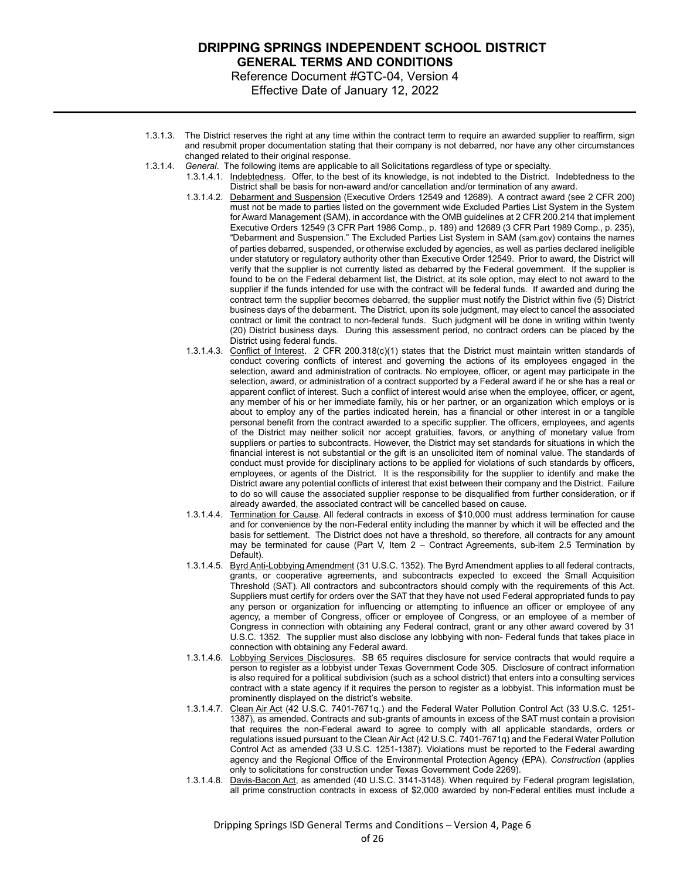1.3.1.3. The District reserves the right at any time within the contract term to require an awarded supplier to reaffirm, sign and resubmit proper documentation stating that their company is not debarred, nor have any other circumstances changed related to their original response.

1.3.1.4. *General*. The following items are applicable to all Solicitations regardless of type or specialty.

1.3.1.4.1. Indebtedness. Offer, to the best of its knowledge, is not indebted to the District. Indebtedness to the District shall be basis for non-award and/or cancellation and/or termination of any award.

1.3.1.4.2. Debarment and Suspension (Executive Orders 12549 and 12689). A contract award (see 2 CFR 200) must not be made to parties listed on the government wide Excluded Parties List System in the System for Award Management (SAM), in accordance with the OMB guidelines at 2 CFR 200.214 that implement Executive Orders 12549 (3 CFR Part 1986 Comp., p. 189) and 12689 (3 CFR Part 1989 Comp., p. 235), "Debarment and Suspension." The Excluded Parties List System in SAM (sam.gov) contains the names of parties debarred, suspended, or otherwise excluded by agencies, as well as parties declared ineligible under statutory or regulatory authority other than Executive Order 12549. Prior to award, the District will verify that the supplier is not currently listed as debarred by the Federal government. If the supplier is found to be on the Federal debarment list, the District, at its sole option, may elect to not award to the supplier if the funds intended for use with the contract will be federal funds. If awarded and during the contract term the supplier becomes debarred, the supplier must notify the District within five (5) District business days of the debarment. The District, upon its sole judgment, may elect to cancel the associated contract or limit the contract to non-federal funds. Such judgment will be done in writing within twenty (20) District business days. During this assessment period, no contract orders can be placed by the District using federal funds.

1.3.1.4.3. Conflict of Interest. 2 CFR 200.318(c)(1) states that the District must maintain written standards of conduct covering conflicts of interest and governing the actions of its employees engaged in the selection, award and administration of contracts. No employee, officer, or agent may participate in the selection, award, or administration of a contract supported by a Federal award if he or she has a real or apparent conflict of interest. Such a conflict of interest would arise when the employee, officer, or agent, any member of his or her immediate family, his or her partner, or an organization which employs or is about to employ any of the parties indicated herein, has a financial or other interest in or a tangible personal benefit from the contract awarded to a specific supplier. The officers, employees, and agents of the District may neither solicit nor accept gratuities, favors, or anything of monetary value from suppliers or parties to subcontracts. However, the District may set standards for situations in which the financial interest is not substantial or the gift is an unsolicited item of nominal value. The standards of conduct must provide for disciplinary actions to be applied for violations of such standards by officers, employees, or agents of the District. It is the responsibility for the supplier to identify and make the District aware any potential conflicts of interest that exist between their company and the District. Failure to do so will cause the associated supplier response to be disqualified from further consideration, or if already awarded, the associated contract will be cancelled based on cause.

1.3.1.4.4. Termination for Cause. All federal contracts in excess of $10,000 must address termination for cause and for convenience by the non-Federal entity including the manner by which it will be effected and the basis for settlement. The District does not have a threshold, so therefore, all contracts for any amount may be terminated for cause (Part V, Item 2 – Contract Agreements, sub-item 2.5 Termination by Default).

1.3.1.4.5. Byrd Anti-Lobbying Amendment (31 U.S.C. 1352). The Byrd Amendment applies to all federal contracts, grants, or cooperative agreements, and subcontracts expected to exceed the Small Acquisition Threshold (SAT). All contractors and subcontractors should comply with the requirements of this Act. Suppliers must certify for orders over the SAT that they have not used Federal appropriated funds to pay any person or organization for influencing or attempting to influence an officer or employee of any agency, a member of Congress, officer or employee of Congress, or an employee of a member of Congress in connection with obtaining any Federal contract, grant or any other award covered by 31 U.S.C. 1352. The supplier must also disclose any lobbying with non- Federal funds that takes place in connection with obtaining any Federal award.

1.3.1.4.6. Lobbying Services Disclosures. SB 65 requires disclosure for service contracts that would require a person to register as a lobbyist under Texas Government Code 305. Disclosure of contract information is also required for a political subdivision (such as a school district) that enters into a consulting services contract with a state agency if it requires the person to register as a lobbyist. This information must be prominently displayed on the district's website.

1.3.1.4.7. Clean Air Act (42 U.S.C. 7401-7671q.) and the Federal Water Pollution Control Act (33 U.S.C. 1251-1387), as amended. Contracts and sub-grants of amounts in excess of the SAT must contain a provision that requires the non-Federal award to agree to comply with all applicable standards, orders or regulations issued pursuant to the Clean Air Act (42 U.S.C. 7401-7671q) and the Federal Water Pollution Control Act as amended (33 U.S.C. 1251-1387). Violations must be reported to the Federal awarding agency and the Regional Office of the Environmental Protection Agency (EPA). *Construction* (applies only to solicitations for construction under Texas Government Code 2269).

1.3.1.4.8. Davis-Bacon Act, as amended (40 U.S.C. 3141-3148). When required by Federal program legislation, all prime construction contracts in excess of $2,000 awarded by non-Federal entities must include a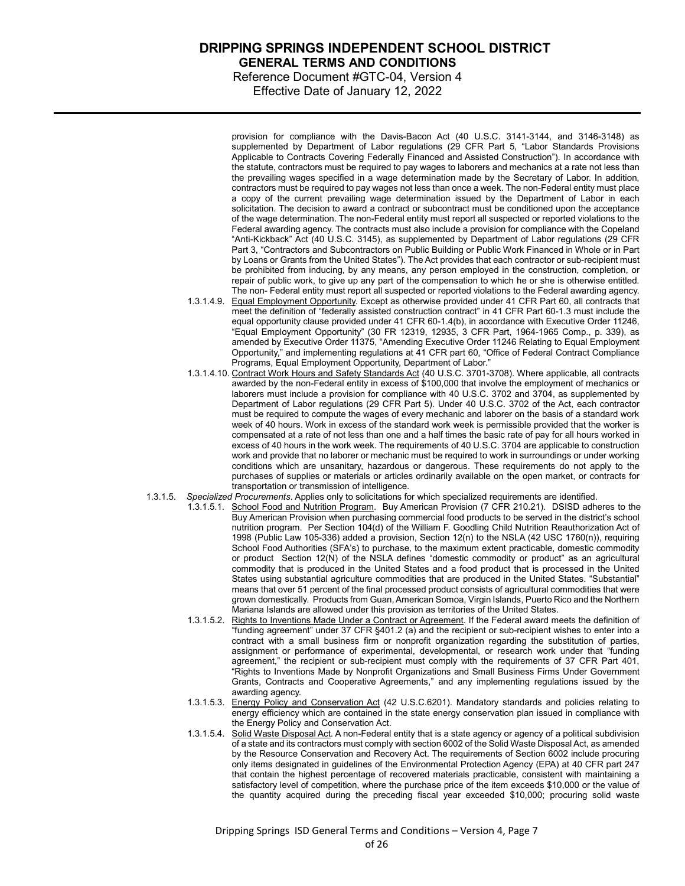provision for compliance with the Davis-Bacon Act (40 U.S.C. 3141-3144, and 3146-3148) as supplemented by Department of Labor regulations (29 CFR Part 5, "Labor Standards Provisions Applicable to Contracts Covering Federally Financed and Assisted Construction"). In accordance with the statute, contractors must be required to pay wages to laborers and mechanics at a rate not less than the prevailing wages specified in a wage determination made by the Secretary of Labor. In addition, contractors must be required to pay wages not less than once a week. The non-Federal entity must place a copy of the current prevailing wage determination issued by the Department of Labor in each solicitation. The decision to award a contract or subcontract must be conditioned upon the acceptance of the wage determination. The non-Federal entity must report all suspected or reported violations to the Federal awarding agency. The contracts must also include a provision for compliance with the Copeland "Anti-Kickback" Act (40 U.S.C. 3145), as supplemented by Department of Labor regulations (29 CFR Part 3, "Contractors and Subcontractors on Public Building or Public Work Financed in Whole or in Part by Loans or Grants from the United States"). The Act provides that each contractor or sub-recipient must be prohibited from inducing, by any means, any person employed in the construction, completion, or repair of public work, to give up any part of the compensation to which he or she is otherwise entitled. The non- Federal entity must report all suspected or reported violations to the Federal awarding agency.

1.3.1.4.9. Equal Employment Opportunity. Except as otherwise provided under 41 CFR Part 60, all contracts that meet the definition of "federally assisted construction contract" in 41 CFR Part 60-1.3 must include the equal opportunity clause provided under 41 CFR 60-1.4(b), in accordance with Executive Order 11246, "Equal Employment Opportunity" (30 FR 12319, 12935, 3 CFR Part, 1964-1965 Comp., p. 339), as amended by Executive Order 11375, "Amending Executive Order 11246 Relating to Equal Employment Opportunity," and implementing regulations at 41 CFR part 60, "Office of Federal Contract Compliance Programs, Equal Employment Opportunity, Department of Labor."

1.3.1.4.10. Contract Work Hours and Safety Standards Act (40 U.S.C. 3701-3708). Where applicable, all contracts awarded by the non-Federal entity in excess of $100,000 that involve the employment of mechanics or laborers must include a provision for compliance with 40 U.S.C. 3702 and 3704, as supplemented by Department of Labor regulations (29 CFR Part 5). Under 40 U.S.C. 3702 of the Act, each contractor must be required to compute the wages of every mechanic and laborer on the basis of a standard work week of 40 hours. Work in excess of the standard work week is permissible provided that the worker is compensated at a rate of not less than one and a half times the basic rate of pay for all hours worked in excess of 40 hours in the work week. The requirements of 40 U.S.C. 3704 are applicable to construction work and provide that no laborer or mechanic must be required to work in surroundings or under working conditions which are unsanitary, hazardous or dangerous. These requirements do not apply to the purchases of supplies or materials or articles ordinarily available on the open market, or contracts for transportation or transmission of intelligence.

1.3.1.5. *Specialized Procurements*. Applies only to solicitations for which specialized requirements are identified.

1.3.1.5.1. School Food and Nutrition Program. Buy American Provision (7 CFR 210.21). DSISD adheres to the Buy American Provision when purchasing commercial food products to be served in the district's school nutrition program. Per Section 104(d) of the William F. Goodling Child Nutrition Reauthorization Act of 1998 (Public Law 105-336) added a provision, Section 12(n) to the NSLA (42 USC 1760(n)), requiring School Food Authorities (SFA's) to purchase, to the maximum extent practicable, domestic commodity or product Section 12(N) of the NSLA defines "domestic commodity or product" as an agricultural commodity that is produced in the United States and a food product that is processed in the United States using substantial agriculture commodities that are produced in the United States. "Substantial" means that over 51 percent of the final processed product consists of agricultural commodities that were grown domestically. Products from Guan, American Somoa, Virgin Islands, Puerto Rico and the Northern Mariana Islands are allowed under this provision as territories of the United States.

1.3.1.5.2. Rights to Inventions Made Under a Contract or Agreement. If the Federal award meets the definition of "funding agreement" under 37 CFR §401.2 (a) and the recipient or sub-recipient wishes to enter into a contract with a small business firm or nonprofit organization regarding the substitution of parties, assignment or performance of experimental, developmental, or research work under that "funding agreement," the recipient or sub-recipient must comply with the requirements of 37 CFR Part 401, "Rights to Inventions Made by Nonprofit Organizations and Small Business Firms Under Government Grants, Contracts and Cooperative Agreements," and any implementing regulations issued by the awarding agency.

1.3.1.5.3. Energy Policy and Conservation Act (42 U.S.C.6201). Mandatory standards and policies relating to energy efficiency which are contained in the state energy conservation plan issued in compliance with the Energy Policy and Conservation Act.

1.3.1.5.4. Solid Waste Disposal Act. A non-Federal entity that is a state agency or agency of a political subdivision of a state and its contractors must comply with section 6002 of the Solid Waste Disposal Act, as amended by the Resource Conservation and Recovery Act. The requirements of Section 6002 include procuring only items designated in guidelines of the Environmental Protection Agency (EPA) at 40 CFR part 247 that contain the highest percentage of recovered materials practicable, consistent with maintaining a satisfactory level of competition, where the purchase price of the item exceeds $10,000 or the value of the quantity acquired during the preceding fiscal year exceeded $10,000; procuring solid waste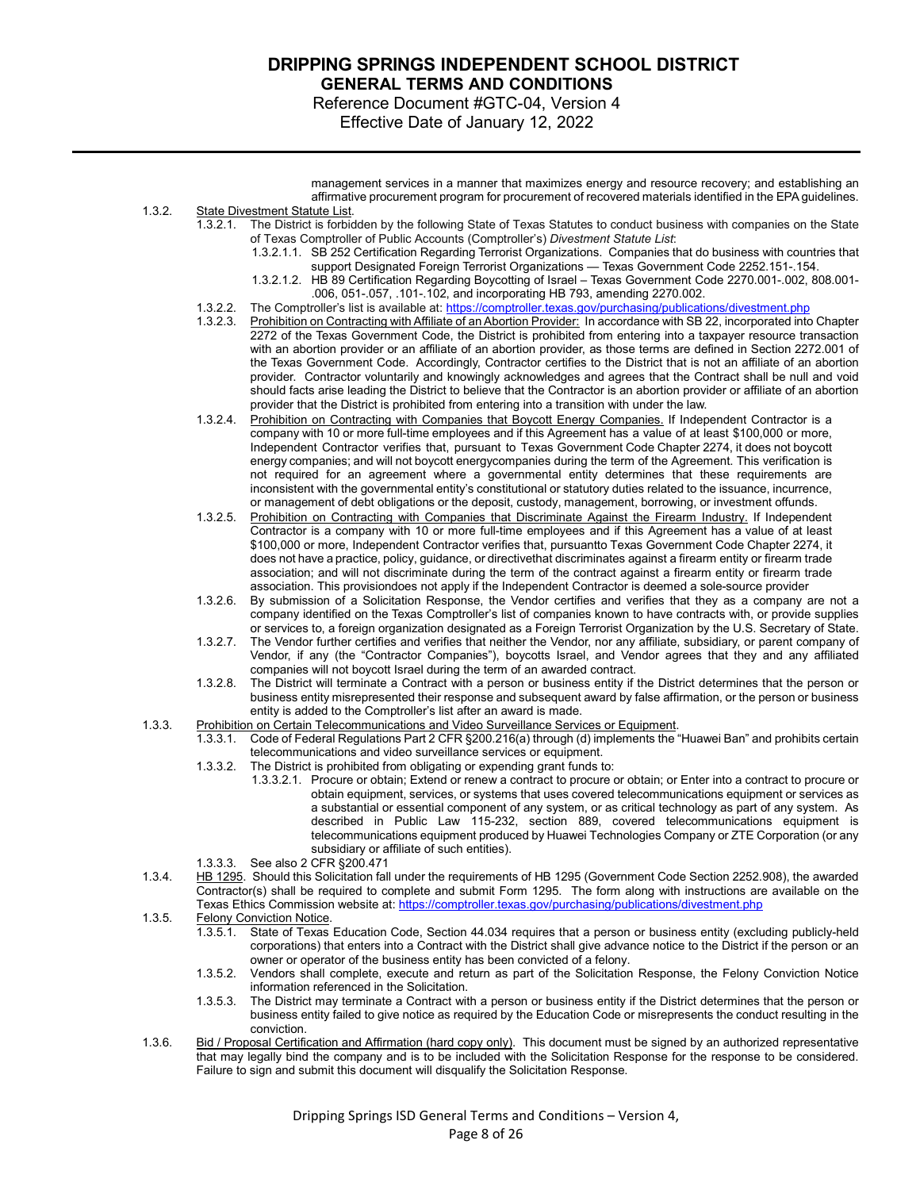management services in a manner that maximizes energy and resource recovery; and establishing an affirmative procurement program for procurement of recovered materials identified in the EPA guidelines.

1.3.2. State Divestment Statute List.

1.3.2.1. The District is forbidden by the following State of Texas Statutes to conduct business with companies on the State of Texas Comptroller of Public Accounts (Comptroller's) *Divestment Statute List*:

1.3.2.1.1. SB 252 Certification Regarding Terrorist Organizations. Companies that do business with countries that support Designated Foreign Terrorist Organizations — Texas Government Code 2252.151-.154.

1.3.2.1.2. HB 89 Certification Regarding Boycotting of Israel – Texas Government Code 2270.001-.002, 808.001-.006, 051-.057, .101-.102, and incorporating HB 793, amending 2270.002.

1.3.2.2. The Comptroller's list is available at: https://comptroller.texas.gov/purchasing/publications/divestment.php

1.3.2.3. Prohibition on Contracting with Affiliate of an Abortion Provider: In accordance with SB 22, incorporated into Chapter 2272 of the Texas Government Code, the District is prohibited from entering into a taxpayer resource transaction with an abortion provider or an affiliate of an abortion provider, as those terms are defined in Section 2272.001 of the Texas Government Code. Accordingly, Contractor certifies to the District that is not an affiliate of an abortion provider. Contractor voluntarily and knowingly acknowledges and agrees that the Contract shall be null and void should facts arise leading the District to believe that the Contractor is an abortion provider or affiliate of an abortion provider that the District is prohibited from entering into a transition with under the law.

1.3.2.4. Prohibition on Contracting with Companies that Boycott Energy Companies. If Independent Contractor is a company with 10 or more full-time employees and if this Agreement has a value of at least $100,000 or more, Independent Contractor verifies that, pursuant to Texas Government Code Chapter 2274, it does not boycott energy companies; and will not boycott energycompanies during the term of the Agreement. This verification is not required for an agreement where a governmental entity determines that these requirements are inconsistent with the governmental entity's constitutional or statutory duties related to the issuance, incurrence, or management of debt obligations or the deposit, custody, management, borrowing, or investment offunds.

1.3.2.5. Prohibition on Contracting with Companies that Discriminate Against the Firearm Industry. If Independent Contractor is a company with 10 or more full-time employees and if this Agreement has a value of at least $100,000 or more, Independent Contractor verifies that, pursuantto Texas Government Code Chapter 2274, it does not have a practice, policy, guidance, or directivethat discriminates against a firearm entity or firearm trade association; and will not discriminate during the term of the contract against a firearm entity or firearm trade association. This provisiondoes not apply if the Independent Contractor is deemed a sole-source provider

1.3.2.6. By submission of a Solicitation Response, the Vendor certifies and verifies that they as a company are not a company identified on the Texas Comptroller's list of companies known to have contracts with, or provide supplies or services to, a foreign organization designated as a Foreign Terrorist Organization by the U.S. Secretary of State.

1.3.2.7. The Vendor further certifies and verifies that neither the Vendor, nor any affiliate, subsidiary, or parent company of Vendor, if any (the "Contractor Companies"), boycotts Israel, and Vendor agrees that they and any affiliated companies will not boycott Israel during the term of an awarded contract.

1.3.2.8. The District will terminate a Contract with a person or business entity if the District determines that the person or business entity misrepresented their response and subsequent award by false affirmation, or the person or business entity is added to the Comptroller's list after an award is made.

1.3.3. Prohibition on Certain Telecommunications and Video Surveillance Services or Equipment.

1.3.3.1. Code of Federal Regulations Part 2 CFR §200.216(a) through (d) implements the "Huawei Ban" and prohibits certain telecommunications and video surveillance services or equipment.

1.3.3.2. The District is prohibited from obligating or expending grant funds to:

1.3.3.2.1. Procure or obtain; Extend or renew a contract to procure or obtain; or Enter into a contract to procure or obtain equipment, services, or systems that uses covered telecommunications equipment or services as a substantial or essential component of any system, or as critical technology as part of any system. As described in Public Law 115-232, section 889, covered telecommunications equipment is telecommunications equipment produced by Huawei Technologies Company or ZTE Corporation (or any subsidiary or affiliate of such entities).

1.3.3.3. See also 2 CFR §200.471

1.3.4. HB 1295. Should this Solicitation fall under the requirements of HB 1295 (Government Code Section 2252.908), the awarded Contractor(s) shall be required to complete and submit Form 1295. The form along with instructions are available on the Texas Ethics Commission website at: https://comptroller.texas.gov/purchasing/publications/divestment.php

1.3.5. Felony Conviction Notice.

1.3.5.1. State of Texas Education Code, Section 44.034 requires that a person or business entity (excluding publicly-held corporations) that enters into a Contract with the District shall give advance notice to the District if the person or an owner or operator of the business entity has been convicted of a felony.

1.3.5.2. Vendors shall complete, execute and return as part of the Solicitation Response, the Felony Conviction Notice information referenced in the Solicitation.

1.3.5.3. The District may terminate a Contract with a person or business entity if the District determines that the person or business entity failed to give notice as required by the Education Code or misrepresents the conduct resulting in the conviction.

1.3.6. Bid / Proposal Certification and Affirmation (hard copy only). This document must be signed by an authorized representative that may legally bind the company and is to be included with the Solicitation Response for the response to be considered. Failure to sign and submit this document will disqualify the Solicitation Response.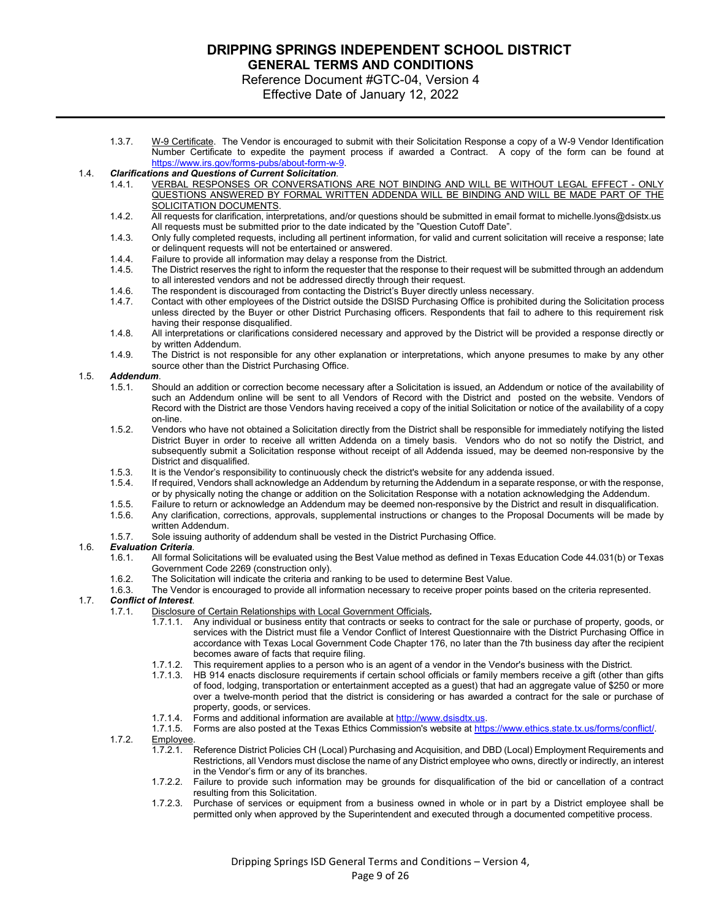1.3.7. W-9 Certificate. The Vendor is encouraged to submit with their Solicitation Response a copy of a W-9 Vendor Identification Number Certificate to expedite the payment process if awarded a Contract. A copy of the form can be found at https://www.irs.gov/forms-pubs/about-form-w-9.

1.4. ***Clarifications and Questions of Current Solicitation***.

1.4.1. VERBAL RESPONSES OR CONVERSATIONS ARE NOT BINDING AND WILL BE WITHOUT LEGAL EFFECT - ONLY QUESTIONS ANSWERED BY FORMAL WRITTEN ADDENDA WILL BE BINDING AND WILL BE MADE PART OF THE SOLICITATION DOCUMENTS.

1.4.2. All requests for clarification, interpretations, and/or questions should be submitted in email format to michelle.lyons@dsistx.us All requests must be submitted prior to the date indicated by the "Question Cutoff Date".

1.4.3. Only fully completed requests, including all pertinent information, for valid and current solicitation will receive a response; late or delinquent requests will not be entertained or answered.

1.4.4. Failure to provide all information may delay a response from the District.

1.4.5. The District reserves the right to inform the requester that the response to their request will be submitted through an addendum to all interested vendors and not be addressed directly through their request.

1.4.6. The respondent is discouraged from contacting the District's Buyer directly unless necessary.

1.4.7. Contact with other employees of the District outside the DSISD Purchasing Office is prohibited during the Solicitation process unless directed by the Buyer or other District Purchasing officers. Respondents that fail to adhere to this requirement risk having their response disqualified.

1.4.8. All interpretations or clarifications considered necessary and approved by the District will be provided a response directly or by written Addendum.

1.4.9. The District is not responsible for any other explanation or interpretations, which anyone presumes to make by any other source other than the District Purchasing Office.

1.5. ***Addendum***.

1.5.1. Should an addition or correction become necessary after a Solicitation is issued, an Addendum or notice of the availability of such an Addendum online will be sent to all Vendors of Record with the District and posted on the website. Vendors of Record with the District are those Vendors having received a copy of the initial Solicitation or notice of the availability of a copy on-line.

1.5.2. Vendors who have not obtained a Solicitation directly from the District shall be responsible for immediately notifying the listed District Buyer in order to receive all written Addenda on a timely basis. Vendors who do not so notify the District, and subsequently submit a Solicitation response without receipt of all Addenda issued, may be deemed non-responsive by the District and disqualified.

1.5.3. It is the Vendor's responsibility to continuously check the district's website for any addenda issued.

1.5.4. If required, Vendors shall acknowledge an Addendum by returning the Addendum in a separate response, or with the response, or by physically noting the change or addition on the Solicitation Response with a notation acknowledging the Addendum.

1.5.5. Failure to return or acknowledge an Addendum may be deemed non-responsive by the District and result in disqualification.

1.5.6. Any clarification, corrections, approvals, supplemental instructions or changes to the Proposal Documents will be made by written Addendum.

1.5.7. Sole issuing authority of addendum shall be vested in the District Purchasing Office.

1.6. ***Evaluation Criteria***.

1.6.1. All formal Solicitations will be evaluated using the Best Value method as defined in Texas Education Code 44.031(b) or Texas Government Code 2269 (construction only).

1.6.2. The Solicitation will indicate the criteria and ranking to be used to determine Best Value.

1.6.3. The Vendor is encouraged to provide all information necessary to receive proper points based on the criteria represented.

1.7. ***Conflict of Interest***.

1.7.1. Disclosure of Certain Relationships with Local Government Officials***.***

1.7.1.1. Any individual or business entity that contracts or seeks to contract for the sale or purchase of property, goods, or services with the District must file a Vendor Conflict of Interest Questionnaire with the District Purchasing Office in accordance with Texas Local Government Code Chapter 176, no later than the 7th business day after the recipient becomes aware of facts that require filing.

1.7.1.2. This requirement applies to a person who is an agent of a vendor in the Vendor's business with the District.

1.7.1.3. HB 914 enacts disclosure requirements if certain school officials or family members receive a gift (other than gifts of food, lodging, transportation or entertainment accepted as a guest) that had an aggregate value of $250 or more over a twelve-month period that the district is considering or has awarded a contract for the sale or purchase of property, goods, or services.

1.7.1.4. Forms and additional information are available at http://www.dsisdtx.us.

1.7.1.5. Forms are also posted at the Texas Ethics Commission's website at https://www.ethics.state.tx.us/forms/conflict/.

1.7.2. Employee.

1.7.2.1. Reference District Policies CH (Local) Purchasing and Acquisition, and DBD (Local) Employment Requirements and Restrictions, all Vendors must disclose the name of any District employee who owns, directly or indirectly, an interest in the Vendor's firm or any of its branches.

1.7.2.2. Failure to provide such information may be grounds for disqualification of the bid or cancellation of a contract resulting from this Solicitation.

1.7.2.3. Purchase of services or equipment from a business owned in whole or in part by a District employee shall be permitted only when approved by the Superintendent and executed through a documented competitive process.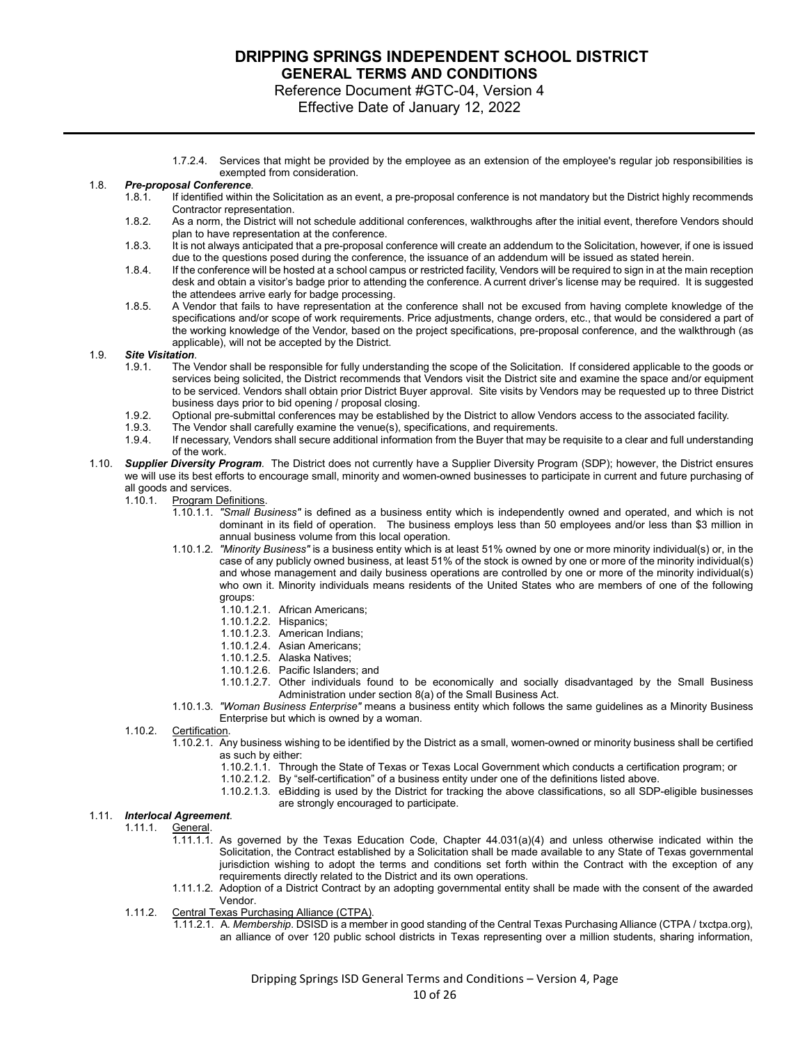1.7.2.4. Services that might be provided by the employee as an extension of the employee's regular job responsibilities is exempted from consideration.

1.8. ***Pre-proposal Conference***.

1.8.1. If identified within the Solicitation as an event, a pre-proposal conference is not mandatory but the District highly recommends Contractor representation.

1.8.2. As a norm, the District will not schedule additional conferences, walkthroughs after the initial event, therefore Vendors should plan to have representation at the conference.

1.8.3. It is not always anticipated that a pre-proposal conference will create an addendum to the Solicitation, however, if one is issued due to the questions posed during the conference, the issuance of an addendum will be issued as stated herein.

1.8.4. If the conference will be hosted at a school campus or restricted facility, Vendors will be required to sign in at the main reception desk and obtain a visitor's badge prior to attending the conference. A current driver's license may be required. It is suggested the attendees arrive early for badge processing.

1.8.5. A Vendor that fails to have representation at the conference shall not be excused from having complete knowledge of the specifications and/or scope of work requirements. Price adjustments, change orders, etc., that would be considered a part of the working knowledge of the Vendor, based on the project specifications, pre-proposal conference, and the walkthrough (as applicable), will not be accepted by the District.

1.9. ***Site Visitation***.

1.9.1. The Vendor shall be responsible for fully understanding the scope of the Solicitation. If considered applicable to the goods or services being solicited, the District recommends that Vendors visit the District site and examine the space and/or equipment to be serviced. Vendors shall obtain prior District Buyer approval. Site visits by Vendors may be requested up to three District business days prior to bid opening / proposal closing.

1.9.2. Optional pre-submittal conferences may be established by the District to allow Vendors access to the associated facility.

1.9.3. The Vendor shall carefully examine the venue(s), specifications, and requirements.

1.9.4. If necessary, Vendors shall secure additional information from the Buyer that may be requisite to a clear and full understanding of the work.

1.10. ***Supplier Diversity Program***. The District does not currently have a Supplier Diversity Program (SDP); however, the District ensures we will use its best efforts to encourage small, minority and women-owned businesses to participate in current and future purchasing of all goods and services.

1.10.1. Program Definitions.

1.10.1.1. *"Small Business"* is defined as a business entity which is independently owned and operated, and which is not dominant in its field of operation. The business employs less than 50 employees and/or less than $3 million in annual business volume from this local operation.

1.10.1.2. *"Minority Business"* is a business entity which is at least 51% owned by one or more minority individual(s) or, in the case of any publicly owned business, at least 51% of the stock is owned by one or more of the minority individual(s) and whose management and daily business operations are controlled by one or more of the minority individual(s) who own it. Minority individuals means residents of the United States who are members of one of the following groups:

1.10.1.2.1. African Americans;

1.10.1.2.2. Hispanics;

1.10.1.2.3. American Indians;

1.10.1.2.4. Asian Americans;

1.10.1.2.5. Alaska Natives;

1.10.1.2.6. Pacific Islanders; and

1.10.1.2.7. Other individuals found to be economically and socially disadvantaged by the Small Business Administration under section 8(a) of the Small Business Act.

1.10.1.3. *"Woman Business Enterprise"* means a business entity which follows the same guidelines as a Minority Business Enterprise but which is owned by a woman.

1.10.2. Certification.

1.10.2.1. Any business wishing to be identified by the District as a small, women-owned or minority business shall be certified as such by either:

1.10.2.1.1. Through the State of Texas or Texas Local Government which conducts a certification program; or

1.10.2.1.2. By "self-certification" of a business entity under one of the definitions listed above.

1.10.2.1.3. eBidding is used by the District for tracking the above classifications, so all SDP-eligible businesses are strongly encouraged to participate.

1.11. ***Interlocal Agreement***.

1.11.1. General.

1.11.1.1. As governed by the Texas Education Code, Chapter 44.031(a)(4) and unless otherwise indicated within the Solicitation, the Contract established by a Solicitation shall be made available to any State of Texas governmental jurisdiction wishing to adopt the terms and conditions set forth within the Contract with the exception of any requirements directly related to the District and its own operations.

1.11.1.2. Adoption of a District Contract by an adopting governmental entity shall be made with the consent of the awarded Vendor.

1.11.2. Central Texas Purchasing Alliance (CTPA).

1.11.2.1. A. *Membership*. DSISD is a member in good standing of the Central Texas Purchasing Alliance (CTPA / txctpa.org), an alliance of over 120 public school districts in Texas representing over a million students, sharing information,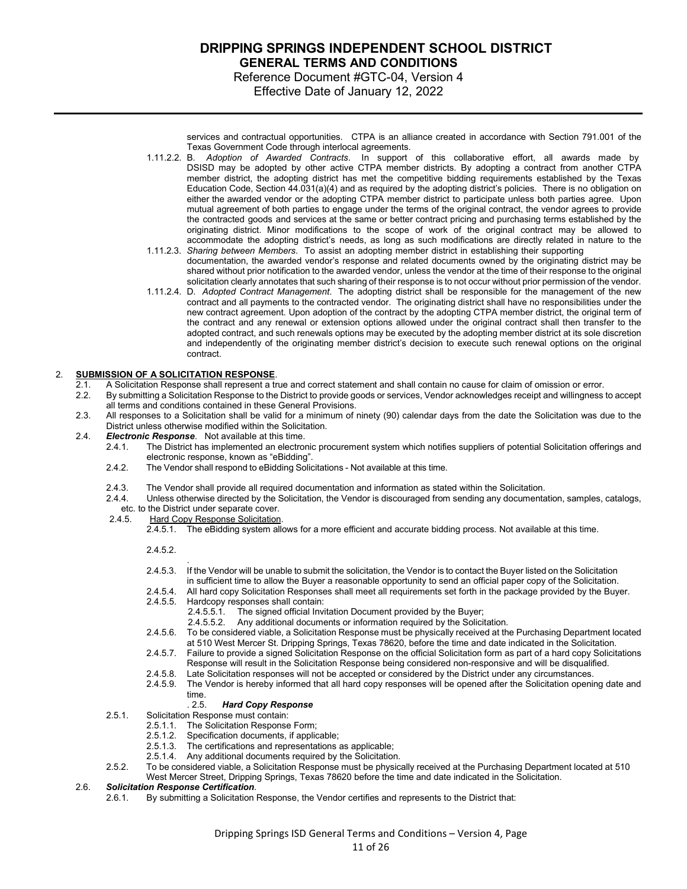services and contractual opportunities. CTPA is an alliance created in accordance with Section 791.001 of the Texas Government Code through interlocal agreements.

1.11.2.2. B. *Adoption of Awarded Contracts*. In support of this collaborative effort, all awards made by DSISD may be adopted by other active CTPA member districts. By adopting a contract from another CTPA member district, the adopting district has met the competitive bidding requirements established by the Texas Education Code, Section 44.031(a)(4) and as required by the adopting district's policies. There is no obligation on either the awarded vendor or the adopting CTPA member district to participate unless both parties agree. Upon mutual agreement of both parties to engage under the terms of the original contract, the vendor agrees to provide the contracted goods and services at the same or better contract pricing and purchasing terms established by the originating district. Minor modifications to the scope of work of the original contract may be allowed to accommodate the adopting district's needs, as long as such modifications are directly related in nature to the

1.11.2.3. *Sharing between Members*. To assist an adopting member district in establishing their supporting documentation, the awarded vendor's response and related documents owned by the originating district may be shared without prior notification to the awarded vendor, unless the vendor at the time of their response to the original solicitation clearly annotates that such sharing of their response is to not occur without prior permission of the vendor.

1.11.2.4. D. *Adopted Contract Management*. The adopting district shall be responsible for the management of the new contract and all payments to the contracted vendor. The originating district shall have no responsibilities under the new contract agreement. Upon adoption of the contract by the adopting CTPA member district, the original term of the contract and any renewal or extension options allowed under the original contract shall then transfer to the adopted contract, and such renewals options may be executed by the adopting member district at its sole discretion and independently of the originating member district's decision to execute such renewal options on the original contract.

2. **SUBMISSION OF A SOLICITATION RESPONSE**.

2.1. A Solicitation Response shall represent a true and correct statement and shall contain no cause for claim of omission or error.

2.2. By submitting a Solicitation Response to the District to provide goods or services, Vendor acknowledges receipt and willingness to accept all terms and conditions contained in these General Provisions.

2.3. All responses to a Solicitation shall be valid for a minimum of ninety (90) calendar days from the date the Solicitation was due to the District unless otherwise modified within the Solicitation.

2.4. ***Electronic Response***. Not available at this time.

2.4.1. The District has implemented an electronic procurement system which notifies suppliers of potential Solicitation offerings and electronic response, known as "eBidding".

2.4.2. The Vendor shall respond to eBidding Solicitations - Not available at this time.

2.4.3. The Vendor shall provide all required documentation and information as stated within the Solicitation.

2.4.4. Unless otherwise directed by the Solicitation, the Vendor is discouraged from sending any documentation, samples, catalogs, etc. to the District under separate cover.

2.4.5. Hard Copy Response Solicitation.

2.4.5.1. The eBidding system allows for a more efficient and accurate bidding process. Not available at this time.

2.4.5.2.

.

2.4.5.3. If the Vendor will be unable to submit the solicitation, the Vendor is to contact the Buyer listed on the Solicitation in sufficient time to allow the Buyer a reasonable opportunity to send an official paper copy of the Solicitation.

2.4.5.4. All hard copy Solicitation Responses shall meet all requirements set forth in the package provided by the Buyer.

2.4.5.5. Hardcopy responses shall contain:

2.4.5.5.1. The signed official Invitation Document provided by the Buyer;

2.4.5.5.2. Any additional documents or information required by the Solicitation.

2.4.5.6. To be considered viable, a Solicitation Response must be physically received at the Purchasing Department located at 510 West Mercer St. Dripping Springs, Texas 78620, before the time and date indicated in the Solicitation.

2.4.5.7. Failure to provide a signed Solicitation Response on the official Solicitation form as part of a hard copy Solicitations Response will result in the Solicitation Response being considered non-responsive and will be disqualified.

2.4.5.8. Late Solicitation responses will not be accepted or considered by the District under any circumstances.

2.4.5.9. The Vendor is hereby informed that all hard copy responses will be opened after the Solicitation opening date and time.

. 2.5. ***Hard Copy Response***

2.5.1. Solicitation Response must contain:

2.5.1.1. The Solicitation Response Form;

2.5.1.2. Specification documents, if applicable;

2.5.1.3. The certifications and representations as applicable;

2.5.1.4. Any additional documents required by the Solicitation.

2.5.2. To be considered viable, a Solicitation Response must be physically received at the Purchasing Department located at 510 West Mercer Street, Dripping Springs, Texas 78620 before the time and date indicated in the Solicitation.

2.6. ***Solicitation Response Certification***.

2.6.1. By submitting a Solicitation Response, the Vendor certifies and represents to the District that: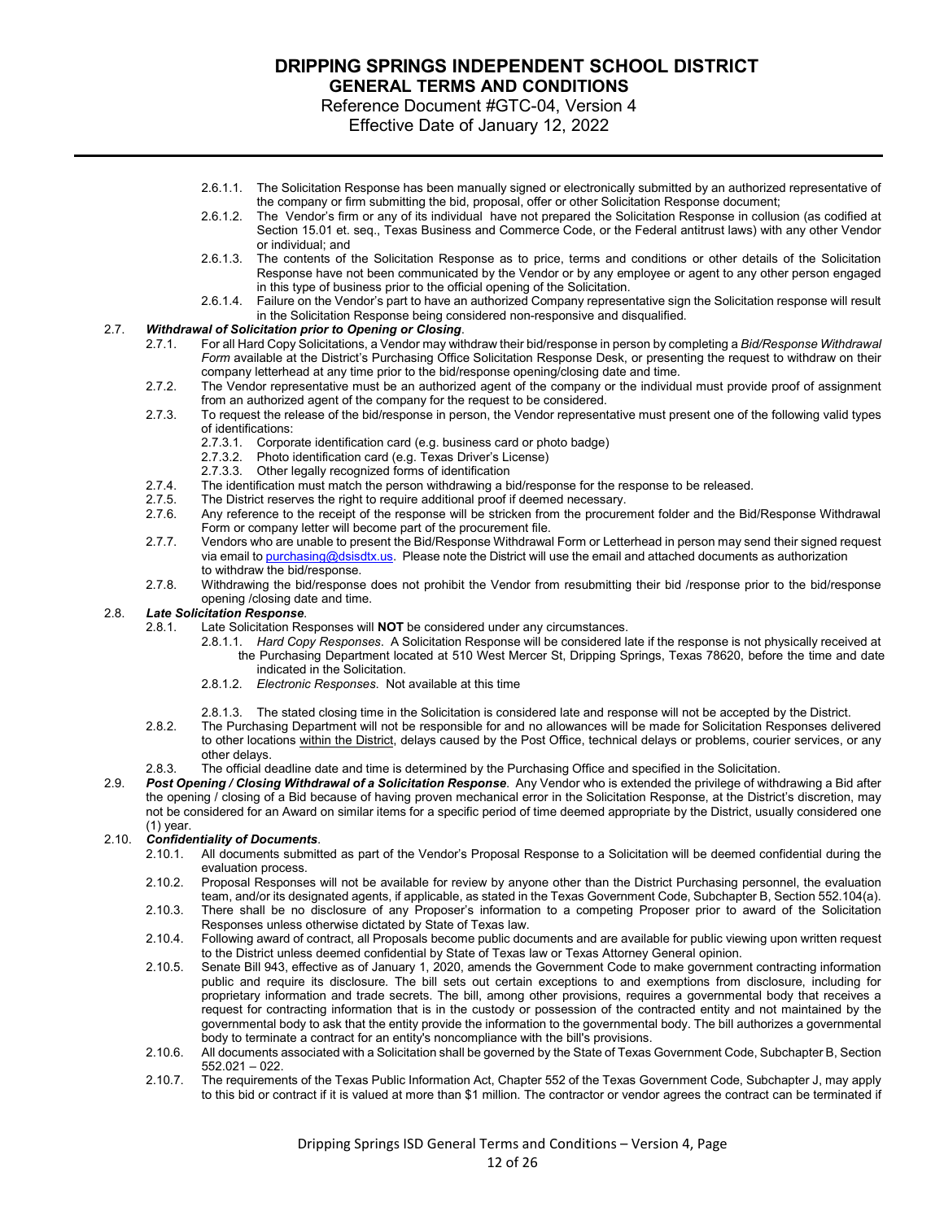- 2.6.1.1. The Solicitation Response has been manually signed or electronically submitted by an authorized representative of the company or firm submitting the bid, proposal, offer or other Solicitation Response document;
- 2.6.1.2. The Vendor's firm or any of its individual have not prepared the Solicitation Response in collusion (as codified at Section 15.01 et. seq., Texas Business and Commerce Code, or the Federal antitrust laws) with any other Vendor or individual; and
- 2.6.1.3. The contents of the Solicitation Response as to price, terms and conditions or other details of the Solicitation Response have not been communicated by the Vendor or by any employee or agent to any other person engaged in this type of business prior to the official opening of the Solicitation.
- 2.6.1.4. Failure on the Vendor's part to have an authorized Company representative sign the Solicitation response will result in the Solicitation Response being considered non-responsive and disqualified.

2.7. ***Withdrawal of Solicitation prior to Opening or Closing***.

- 2.7.1. For all Hard Copy Solicitations, a Vendor may withdraw their bid/response in person by completing a *Bid/Response Withdrawal Form* available at the District's Purchasing Office Solicitation Response Desk, or presenting the request to withdraw on their company letterhead at any time prior to the bid/response opening/closing date and time.
- 2.7.2. The Vendor representative must be an authorized agent of the company or the individual must provide proof of assignment from an authorized agent of the company for the request to be considered.
- 2.7.3. To request the release of the bid/response in person, the Vendor representative must present one of the following valid types of identifications:
  - 2.7.3.1. Corporate identification card (e.g. business card or photo badge)
  - 2.7.3.2. Photo identification card (e.g. Texas Driver's License)
  - 2.7.3.3. Other legally recognized forms of identification
- 2.7.4. The identification must match the person withdrawing a bid/response for the response to be released.
- 2.7.5. The District reserves the right to require additional proof if deemed necessary.
- 2.7.6. Any reference to the receipt of the response will be stricken from the procurement folder and the Bid/Response Withdrawal Form or company letter will become part of the procurement file.
- 2.7.7. Vendors who are unable to present the Bid/Response Withdrawal Form or Letterhead in person may send their signed request via email to purchasing@dsisdtx.us. Please note the District will use the email and attached documents as authorization to withdraw the bid/response.
- 2.7.8. Withdrawing the bid/response does not prohibit the Vendor from resubmitting their bid /response prior to the bid/response opening /closing date and time.

2.8. ***Late Solicitation Response***.

- 2.8.1. Late Solicitation Responses will **NOT** be considered under any circumstances.
  - 2.8.1.1. *Hard Copy Responses*. A Solicitation Response will be considered late if the response is not physically received at the Purchasing Department located at 510 West Mercer St, Dripping Springs, Texas 78620, before the time and date indicated in the Solicitation.
  - 2.8.1.2. *Electronic Responses*. Not available at this time
  - 2.8.1.3. The stated closing time in the Solicitation is considered late and response will not be accepted by the District.
- 2.8.2. The Purchasing Department will not be responsible for and no allowances will be made for Solicitation Responses delivered to other locations <u>within the District</u>, delays caused by the Post Office, technical delays or problems, courier services, or any other delays.
- 2.8.3. The official deadline date and time is determined by the Purchasing Office and specified in the Solicitation.

2.9. ***Post Opening / Closing Withdrawal of a Solicitation Response***. Any Vendor who is extended the privilege of withdrawing a Bid after the opening / closing of a Bid because of having proven mechanical error in the Solicitation Response, at the District's discretion, may not be considered for an Award on similar items for a specific period of time deemed appropriate by the District, usually considered one (1) year.

2.10. ***Confidentiality of Documents***.

- 2.10.1. All documents submitted as part of the Vendor's Proposal Response to a Solicitation will be deemed confidential during the evaluation process.
- 2.10.2. Proposal Responses will not be available for review by anyone other than the District Purchasing personnel, the evaluation team, and/or its designated agents, if applicable, as stated in the Texas Government Code, Subchapter B, Section 552.104(a).
- 2.10.3. There shall be no disclosure of any Proposer's information to a competing Proposer prior to award of the Solicitation Responses unless otherwise dictated by State of Texas law.
- 2.10.4. Following award of contract, all Proposals become public documents and are available for public viewing upon written request to the District unless deemed confidential by State of Texas law or Texas Attorney General opinion.
- 2.10.5. Senate Bill 943, effective as of January 1, 2020, amends the Government Code to make government contracting information public and require its disclosure. The bill sets out certain exceptions to and exemptions from disclosure, including for proprietary information and trade secrets. The bill, among other provisions, requires a governmental body that receives a request for contracting information that is in the custody or possession of the contracted entity and not maintained by the governmental body to ask that the entity provide the information to the governmental body. The bill authorizes a governmental body to terminate a contract for an entity's noncompliance with the bill's provisions.
- 2.10.6. All documents associated with a Solicitation shall be governed by the State of Texas Government Code, Subchapter B, Section 552.021 – 022.
- 2.10.7. The requirements of the Texas Public Information Act, Chapter 552 of the Texas Government Code, Subchapter J, may apply to this bid or contract if it is valued at more than $1 million. The contractor or vendor agrees the contract can be terminated if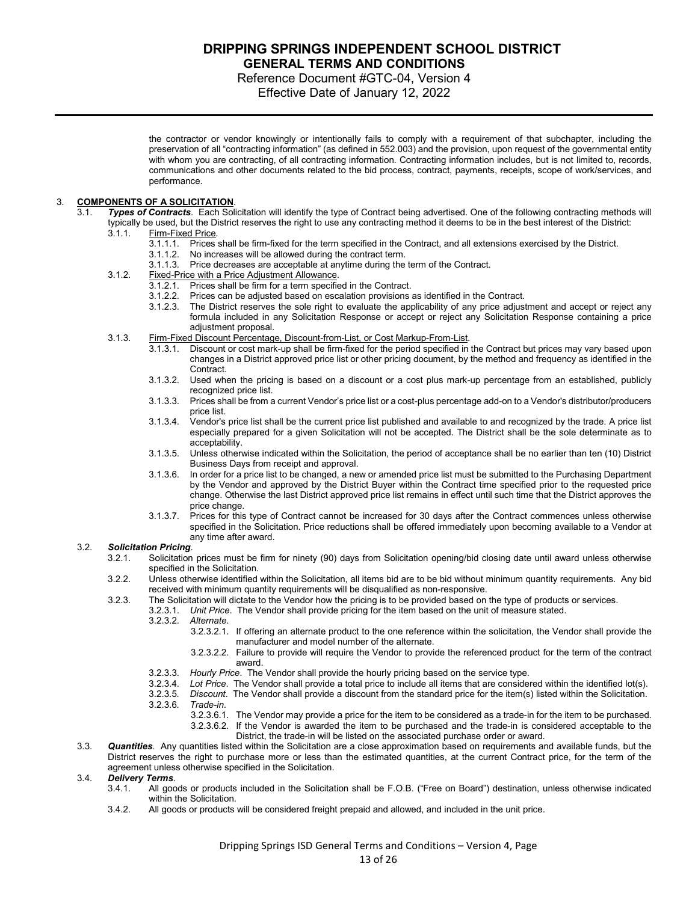the contractor or vendor knowingly or intentionally fails to comply with a requirement of that subchapter, including the preservation of all "contracting information" (as defined in 552.003) and the provision, upon request of the governmental entity with whom you are contracting, of all contracting information. Contracting information includes, but is not limited to, records, communications and other documents related to the bid process, contract, payments, receipts, scope of work/services, and performance.

3. **COMPONENTS OF A SOLICITATION**.

3.1. ***Types of Contracts***. Each Solicitation will identify the type of Contract being advertised. One of the following contracting methods will typically be used, but the District reserves the right to use any contracting method it deems to be in the best interest of the District:

3.1.1. Firm-Fixed Price.

3.1.1.1. Prices shall be firm-fixed for the term specified in the Contract, and all extensions exercised by the District.

3.1.1.2. No increases will be allowed during the contract term.

3.1.1.3. Price decreases are acceptable at anytime during the term of the Contract.

3.1.2. Fixed-Price with a Price Adjustment Allowance.

3.1.2.1. Prices shall be firm for a term specified in the Contract.

3.1.2.2. Prices can be adjusted based on escalation provisions as identified in the Contract.

3.1.2.3. The District reserves the sole right to evaluate the applicability of any price adjustment and accept or reject any formula included in any Solicitation Response or accept or reject any Solicitation Response containing a price adjustment proposal.

3.1.3. Firm-Fixed Discount Percentage, Discount-from-List, or Cost Markup-From-List.

3.1.3.1. Discount or cost mark-up shall be firm-fixed for the period specified in the Contract but prices may vary based upon changes in a District approved price list or other pricing document, by the method and frequency as identified in the Contract.

3.1.3.2. Used when the pricing is based on a discount or a cost plus mark-up percentage from an established, publicly recognized price list.

3.1.3.3. Prices shall be from a current Vendor's price list or a cost-plus percentage add-on to a Vendor's distributor/producers price list.

3.1.3.4. Vendor's price list shall be the current price list published and available to and recognized by the trade. A price list especially prepared for a given Solicitation will not be accepted. The District shall be the sole determinate as to acceptability.

3.1.3.5. Unless otherwise indicated within the Solicitation, the period of acceptance shall be no earlier than ten (10) District Business Days from receipt and approval.

3.1.3.6. In order for a price list to be changed, a new or amended price list must be submitted to the Purchasing Department by the Vendor and approved by the District Buyer within the Contract time specified prior to the requested price change. Otherwise the last District approved price list remains in effect until such time that the District approves the price change.

3.1.3.7. Prices for this type of Contract cannot be increased for 30 days after the Contract commences unless otherwise specified in the Solicitation. Price reductions shall be offered immediately upon becoming available to a Vendor at any time after award.

3.2. ***Solicitation Pricing***.

3.2.1. Solicitation prices must be firm for ninety (90) days from Solicitation opening/bid closing date until award unless otherwise specified in the Solicitation.

3.2.2. Unless otherwise identified within the Solicitation, all items bid are to be bid without minimum quantity requirements. Any bid received with minimum quantity requirements will be disqualified as non-responsive.

3.2.3. The Solicitation will dictate to the Vendor how the pricing is to be provided based on the type of products or services.

3.2.3.1. *Unit Price*. The Vendor shall provide pricing for the item based on the unit of measure stated.

3.2.3.2. *Alternate*.

3.2.3.2.1. If offering an alternate product to the one reference within the solicitation, the Vendor shall provide the manufacturer and model number of the alternate.

3.2.3.2.2. Failure to provide will require the Vendor to provide the referenced product for the term of the contract award.

3.2.3.3. *Hourly Price*. The Vendor shall provide the hourly pricing based on the service type.

3.2.3.4. *Lot Price*. The Vendor shall provide a total price to include all items that are considered within the identified lot(s).

3.2.3.5. *Discount*. The Vendor shall provide a discount from the standard price for the item(s) listed within the Solicitation.

3.2.3.6. *Trade-in*.

3.2.3.6.1. The Vendor may provide a price for the item to be considered as a trade-in for the item to be purchased.

3.2.3.6.2. If the Vendor is awarded the item to be purchased and the trade-in is considered acceptable to the District, the trade-in will be listed on the associated purchase order or award.

3.3. ***Quantities***. Any quantities listed within the Solicitation are a close approximation based on requirements and available funds, but the District reserves the right to purchase more or less than the estimated quantities, at the current Contract price, for the term of the agreement unless otherwise specified in the Solicitation.

3.4. ***Delivery Terms***.

3.4.1. All goods or products included in the Solicitation shall be F.O.B. ("Free on Board") destination, unless otherwise indicated within the Solicitation.

3.4.2. All goods or products will be considered freight prepaid and allowed, and included in the unit price.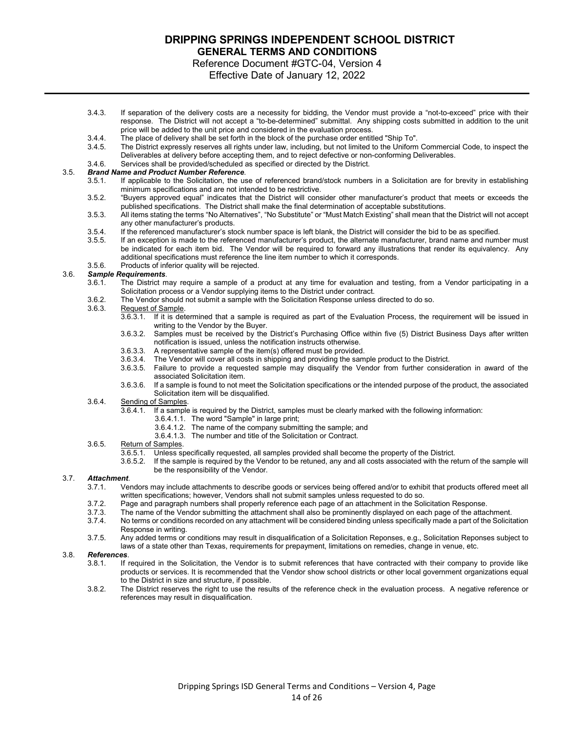3.4.3. If separation of the delivery costs are a necessity for bidding, the Vendor must provide a "not-to-exceed" price with their response. The District will not accept a "to-be-determined" submittal. Any shipping costs submitted in addition to the unit price will be added to the unit price and considered in the evaluation process.

3.4.4. The place of delivery shall be set forth in the block of the purchase order entitled "Ship To".

3.4.5. The District expressly reserves all rights under law, including, but not limited to the Uniform Commercial Code, to inspect the Deliverables at delivery before accepting them, and to reject defective or non-conforming Deliverables.

3.4.6. Services shall be provided/scheduled as specified or directed by the District.

3.5. ***Brand Name and Product Number Reference***.

3.5.1. If applicable to the Solicitation, the use of referenced brand/stock numbers in a Solicitation are for brevity in establishing minimum specifications and are not intended to be restrictive.

3.5.2. "Buyers approved equal" indicates that the District will consider other manufacturer's product that meets or exceeds the published specifications. The District shall make the final determination of acceptable substitutions.

3.5.3. All items stating the terms "No Alternatives", "No Substitute" or "Must Match Existing" shall mean that the District will not accept any other manufacturer's products.

3.5.4. If the referenced manufacturer's stock number space is left blank, the District will consider the bid to be as specified.

3.5.5. If an exception is made to the referenced manufacturer's product, the alternate manufacturer, brand name and number must be indicated for each item bid. The Vendor will be required to forward any illustrations that render its equivalency. Any additional specifications must reference the line item number to which it corresponds.

3.5.6. Products of inferior quality will be rejected.

3.6. ***Sample Requirements***.

3.6.1. The District may require a sample of a product at any time for evaluation and testing, from a Vendor participating in a Solicitation process or a Vendor supplying items to the District under contract.

3.6.2. The Vendor should not submit a sample with the Solicitation Response unless directed to do so.

3.6.3. Request of Sample.

3.6.3.1. If it is determined that a sample is required as part of the Evaluation Process, the requirement will be issued in writing to the Vendor by the Buyer.

3.6.3.2. Samples must be received by the District's Purchasing Office within five (5) District Business Days after written notification is issued, unless the notification instructs otherwise.

3.6.3.3. A representative sample of the item(s) offered must be provided.

3.6.3.4. The Vendor will cover all costs in shipping and providing the sample product to the District.

3.6.3.5. Failure to provide a requested sample may disqualify the Vendor from further consideration in award of the associated Solicitation item.

3.6.3.6. If a sample is found to not meet the Solicitation specifications or the intended purpose of the product, the associated Solicitation item will be disqualified.

3.6.4. Sending of Samples.

3.6.4.1. If a sample is required by the District, samples must be clearly marked with the following information:

3.6.4.1.1. The word "Sample" in large print;

3.6.4.1.2. The name of the company submitting the sample; and

3.6.4.1.3. The number and title of the Solicitation or Contract.

3.6.5. Return of Samples.

3.6.5.1. Unless specifically requested, all samples provided shall become the property of the District.

3.6.5.2. If the sample is required by the Vendor to be retuned, any and all costs associated with the return of the sample will be the responsibility of the Vendor.

3.7. ***Attachment***.

3.7.1. Vendors may include attachments to describe goods or services being offered and/or to exhibit that products offered meet all written specifications; however, Vendors shall not submit samples unless requested to do so.

3.7.2. Page and paragraph numbers shall properly reference each page of an attachment in the Solicitation Response.

3.7.3. The name of the Vendor submitting the attachment shall also be prominently displayed on each page of the attachment.

3.7.4. No terms or conditions recorded on any attachment will be considered binding unless specifically made a part of the Solicitation Response in writing.

3.7.5. Any added terms or conditions may result in disqualification of a Solicitation Reponses, e.g., Solicitation Reponses subject to laws of a state other than Texas, requirements for prepayment, limitations on remedies, change in venue, etc.

3.8. ***References***.

3.8.1. If required in the Solicitation, the Vendor is to submit references that have contracted with their company to provide like products or services. It is recommended that the Vendor show school districts or other local government organizations equal to the District in size and structure, if possible.

3.8.2. The District reserves the right to use the results of the reference check in the evaluation process. A negative reference or references may result in disqualification.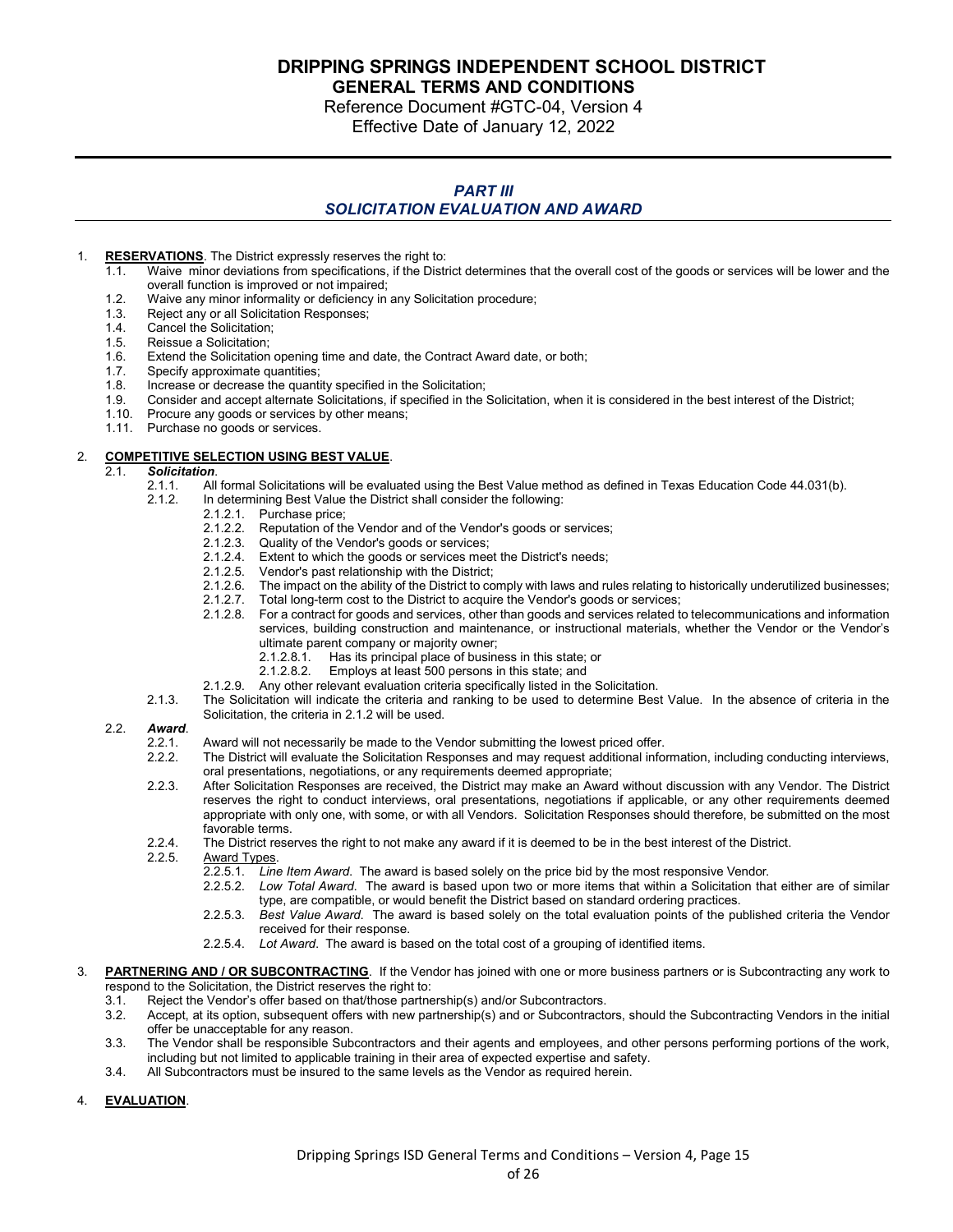# DRIPPING SPRINGS INDEPENDENT SCHOOL DISTRICT
## GENERAL TERMS AND CONDITIONS

Reference Document #GTC-04, Version 4
Effective Date of January 12, 2022

---

## *PART III*
## *SOLICITATION EVALUATION AND AWARD*

1. **RESERVATIONS**. The District expressly reserves the right to:
   - 1.1. Waive minor deviations from specifications, if the District determines that the overall cost of the goods or services will be lower and the overall function is improved or not impaired;
   - 1.2. Waive any minor informality or deficiency in any Solicitation procedure;
   - 1.3. Reject any or all Solicitation Responses;
   - 1.4. Cancel the Solicitation;
   - 1.5. Reissue a Solicitation;
   - 1.6. Extend the Solicitation opening time and date, the Contract Award date, or both;
   - 1.7. Specify approximate quantities;
   - 1.8. Increase or decrease the quantity specified in the Solicitation;
   - 1.9. Consider and accept alternate Solicitations, if specified in the Solicitation, when it is considered in the best interest of the District;
   - 1.10. Procure any goods or services by other means;
   - 1.11. Purchase no goods or services.

2. **COMPETITIVE SELECTION USING BEST VALUE**.
   - 2.1. ***Solicitation***.
     - 2.1.1. All formal Solicitations will be evaluated using the Best Value method as defined in Texas Education Code 44.031(b).
     - 2.1.2. In determining Best Value the District shall consider the following:
       - 2.1.2.1. Purchase price;
       - 2.1.2.2. Reputation of the Vendor and of the Vendor's goods or services;
       - 2.1.2.3. Quality of the Vendor's goods or services;
       - 2.1.2.4. Extent to which the goods or services meet the District's needs;
       - 2.1.2.5. Vendor's past relationship with the District;
       - 2.1.2.6. The impact on the ability of the District to comply with laws and rules relating to historically underutilized businesses;
       - 2.1.2.7. Total long-term cost to the District to acquire the Vendor's goods or services;
       - 2.1.2.8. For a contract for goods and services, other than goods and services related to telecommunications and information services, building construction and maintenance, or instructional materials, whether the Vendor or the Vendor's ultimate parent company or majority owner;
         - 2.1.2.8.1. Has its principal place of business in this state; or
         - 2.1.2.8.2. Employs at least 500 persons in this state; and
       - 2.1.2.9. Any other relevant evaluation criteria specifically listed in the Solicitation.
     - 2.1.3. The Solicitation will indicate the criteria and ranking to be used to determine Best Value. In the absence of criteria in the Solicitation, the criteria in 2.1.2 will be used.
   - 2.2. ***Award***.
     - 2.2.1. Award will not necessarily be made to the Vendor submitting the lowest priced offer.
     - 2.2.2. The District will evaluate the Solicitation Responses and may request additional information, including conducting interviews, oral presentations, negotiations, or any requirements deemed appropriate;
     - 2.2.3. After Solicitation Responses are received, the District may make an Award without discussion with any Vendor. The District reserves the right to conduct interviews, oral presentations, negotiations if applicable, or any other requirements deemed appropriate with only one, with some, or with all Vendors. Solicitation Responses should therefore, be submitted on the most favorable terms.
     - 2.2.4. The District reserves the right to not make any award if it is deemed to be in the best interest of the District.
     - 2.2.5. <u>Award Types</u>.
       - 2.2.5.1. *Line Item Award*. The award is based solely on the price bid by the most responsive Vendor.
       - 2.2.5.2. *Low Total Award*. The award is based upon two or more items that within a Solicitation that either are of similar type, are compatible, or would benefit the District based on standard ordering practices.
       - 2.2.5.3. *Best Value Award*. The award is based solely on the total evaluation points of the published criteria the Vendor received for their response.
       - 2.2.5.4. *Lot Award*. The award is based on the total cost of a grouping of identified items.

3. **PARTNERING AND / OR SUBCONTRACTING**. If the Vendor has joined with one or more business partners or is Subcontracting any work to respond to the Solicitation, the District reserves the right to:
   - 3.1. Reject the Vendor's offer based on that/those partnership(s) and/or Subcontractors.
   - 3.2. Accept, at its option, subsequent offers with new partnership(s) and or Subcontractors, should the Subcontracting Vendors in the initial offer be unacceptable for any reason.
   - 3.3. The Vendor shall be responsible Subcontractors and their agents and employees, and other persons performing portions of the work, including but not limited to applicable training in their area of expected expertise and safety.
   - 3.4. All Subcontractors must be insured to the same levels as the Vendor as required herein.

4. **EVALUATION**.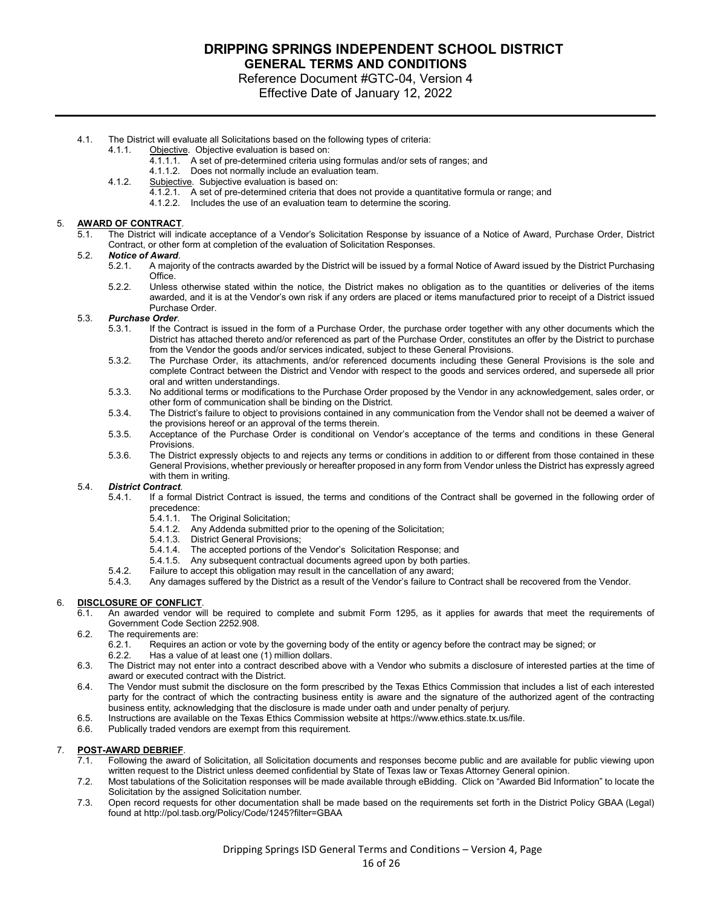- 4.1. The District will evaluate all Solicitations based on the following types of criteria:
  - 4.1.1. <u>Objective</u>. Objective evaluation is based on:
    - 4.1.1.1. A set of pre-determined criteria using formulas and/or sets of ranges; and
    - 4.1.1.2. Does not normally include an evaluation team.
  - 4.1.2. <u>Subjective</u>. Subjective evaluation is based on:
    - 4.1.2.1. A set of pre-determined criteria that does not provide a quantitative formula or range; and
    - 4.1.2.2. Includes the use of an evaluation team to determine the scoring.

5. **<u>AWARD OF CONTRACT</u>**.
   - 5.1. The District will indicate acceptance of a Vendor's Solicitation Response by issuance of a Notice of Award, Purchase Order, District Contract, or other form at completion of the evaluation of Solicitation Responses.
   - 5.2. ***Notice of Award***.
     - 5.2.1. A majority of the contracts awarded by the District will be issued by a formal Notice of Award issued by the District Purchasing Office.
     - 5.2.2. Unless otherwise stated within the notice, the District makes no obligation as to the quantities or deliveries of the items awarded, and it is at the Vendor's own risk if any orders are placed or items manufactured prior to receipt of a District issued Purchase Order.
   - 5.3. ***Purchase Order***.
     - 5.3.1. If the Contract is issued in the form of a Purchase Order, the purchase order together with any other documents which the District has attached thereto and/or referenced as part of the Purchase Order, constitutes an offer by the District to purchase from the Vendor the goods and/or services indicated, subject to these General Provisions.
     - 5.3.2. The Purchase Order, its attachments, and/or referenced documents including these General Provisions is the sole and complete Contract between the District and Vendor with respect to the goods and services ordered, and supersede all prior oral and written understandings.
     - 5.3.3. No additional terms or modifications to the Purchase Order proposed by the Vendor in any acknowledgement, sales order, or other form of communication shall be binding on the District.
     - 5.3.4. The District's failure to object to provisions contained in any communication from the Vendor shall not be deemed a waiver of the provisions hereof or an approval of the terms therein.
     - 5.3.5. Acceptance of the Purchase Order is conditional on Vendor's acceptance of the terms and conditions in these General Provisions.
     - 5.3.6. The District expressly objects to and rejects any terms or conditions in addition to or different from those contained in these General Provisions, whether previously or hereafter proposed in any form from Vendor unless the District has expressly agreed with them in writing.
   - 5.4. ***District Contract***.
     - 5.4.1. If a formal District Contract is issued, the terms and conditions of the Contract shall be governed in the following order of precedence:
       - 5.4.1.1. The Original Solicitation;
       - 5.4.1.2. Any Addenda submitted prior to the opening of the Solicitation;
       - 5.4.1.3. District General Provisions;
       - 5.4.1.4. The accepted portions of the Vendor's Solicitation Response; and
       - 5.4.1.5. Any subsequent contractual documents agreed upon by both parties.
     - 5.4.2. Failure to accept this obligation may result in the cancellation of any award;
     - 5.4.3. Any damages suffered by the District as a result of the Vendor's failure to Contract shall be recovered from the Vendor.

6. **<u>DISCLOSURE OF CONFLICT</u>**.
   - 6.1. An awarded vendor will be required to complete and submit Form 1295, as it applies for awards that meet the requirements of Government Code Section 2252.908.
   - 6.2. The requirements are:
     - 6.2.1. Requires an action or vote by the governing body of the entity or agency before the contract may be signed; or
     - 6.2.2. Has a value of at least one (1) million dollars.
   - 6.3. The District may not enter into a contract described above with a Vendor who submits a disclosure of interested parties at the time of award or executed contract with the District.
   - 6.4. The Vendor must submit the disclosure on the form prescribed by the Texas Ethics Commission that includes a list of each interested party for the contract of which the contracting business entity is aware and the signature of the authorized agent of the contracting business entity, acknowledging that the disclosure is made under oath and under penalty of perjury.
   - 6.5. Instructions are available on the Texas Ethics Commission website at https://www.ethics.state.tx.us/file.
   - 6.6. Publically traded vendors are exempt from this requirement.

7. **<u>POST-AWARD DEBRIEF</u>**.
   - 7.1. Following the award of Solicitation, all Solicitation documents and responses become public and are available for public viewing upon written request to the District unless deemed confidential by State of Texas law or Texas Attorney General opinion.
   - 7.2. Most tabulations of the Solicitation responses will be made available through eBidding. Click on "Awarded Bid Information" to locate the Solicitation by the assigned Solicitation number.
   - 7.3. Open record requests for other documentation shall be made based on the requirements set forth in the District Policy GBAA (Legal) found at http://pol.tasb.org/Policy/Code/1245?filter=GBAA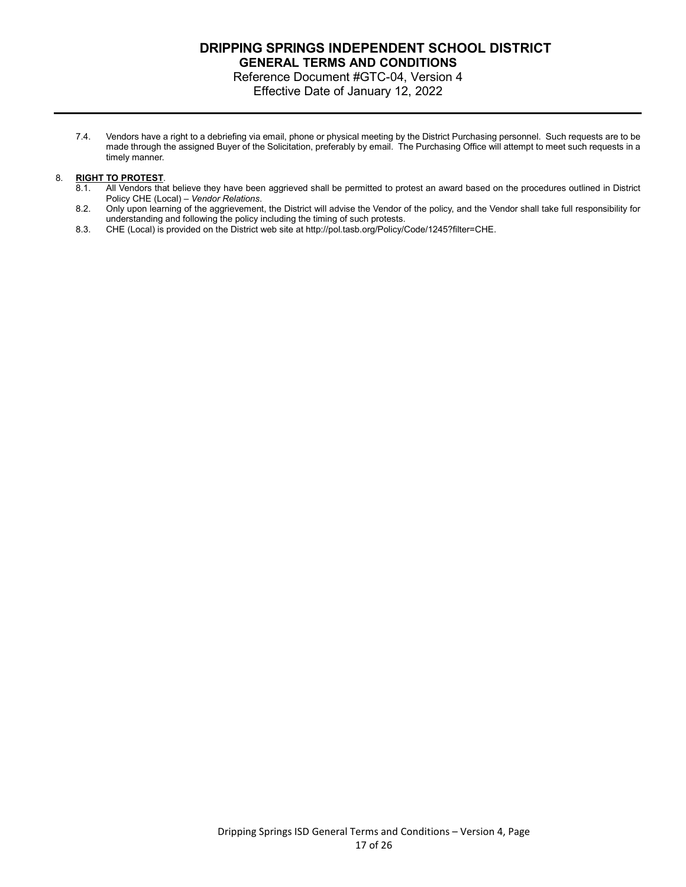7.4. Vendors have a right to a debriefing via email, phone or physical meeting by the District Purchasing personnel. Such requests are to be made through the assigned Buyer of the Solicitation, preferably by email. The Purchasing Office will attempt to meet such requests in a timely manner.

8. **RIGHT TO PROTEST**.

8.1. All Vendors that believe they have been aggrieved shall be permitted to protest an award based on the procedures outlined in District Policy CHE (Local) – *Vendor Relations*.

8.2. Only upon learning of the aggrievement, the District will advise the Vendor of the policy, and the Vendor shall take full responsibility for understanding and following the policy including the timing of such protests.

8.3. CHE (Local) is provided on the District web site at http://pol.tasb.org/Policy/Code/1245?filter=CHE.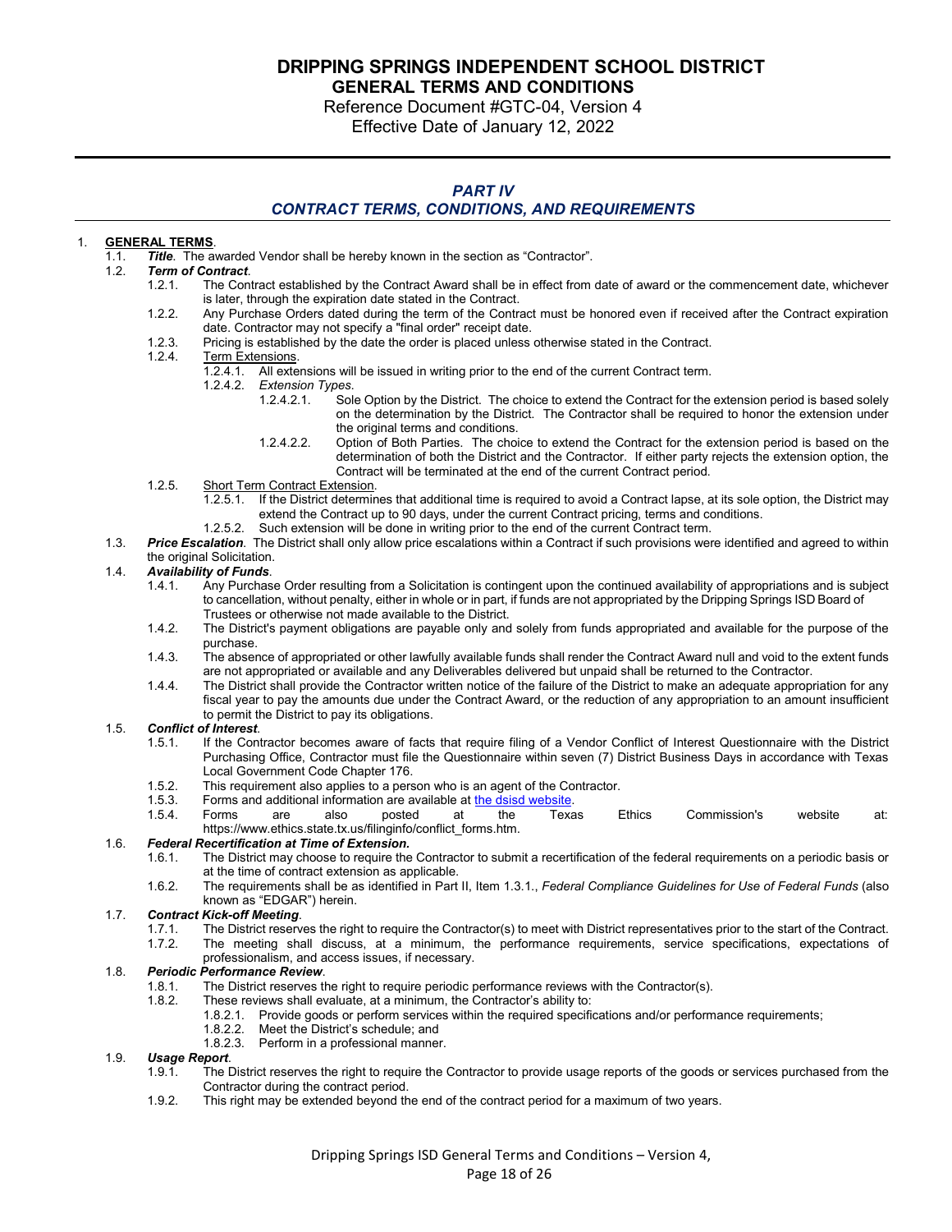# DRIPPING SPRINGS INDEPENDENT SCHOOL DISTRICT
## GENERAL TERMS AND CONDITIONS

Reference Document #GTC-04, Version 4
Effective Date of January 12, 2022

---

## *PART IV*
## *CONTRACT TERMS, CONDITIONS, AND REQUIREMENTS*

1. **GENERAL TERMS**.
   - 1.1. ***Title***. The awarded Vendor shall be hereby known in the section as "Contractor".
   - 1.2. ***Term of Contract***.
     - 1.2.1. The Contract established by the Contract Award shall be in effect from date of award or the commencement date, whichever is later, through the expiration date stated in the Contract.
     - 1.2.2. Any Purchase Orders dated during the term of the Contract must be honored even if received after the Contract expiration date. Contractor may not specify a "final order" receipt date.
     - 1.2.3. Pricing is established by the date the order is placed unless otherwise stated in the Contract.
     - 1.2.4. Term Extensions.
       - 1.2.4.1. All extensions will be issued in writing prior to the end of the current Contract term.
       - 1.2.4.2. *Extension Types*.
         - 1.2.4.2.1. Sole Option by the District. The choice to extend the Contract for the extension period is based solely on the determination by the District. The Contractor shall be required to honor the extension under the original terms and conditions.
         - 1.2.4.2.2. Option of Both Parties. The choice to extend the Contract for the extension period is based on the determination of both the District and the Contractor. If either party rejects the extension option, the Contract will be terminated at the end of the current Contract period.
     - 1.2.5. Short Term Contract Extension.
       - 1.2.5.1. If the District determines that additional time is required to avoid a Contract lapse, at its sole option, the District may extend the Contract up to 90 days, under the current Contract pricing, terms and conditions.
       - 1.2.5.2. Such extension will be done in writing prior to the end of the current Contract term.
   - 1.3. ***Price Escalation***. The District shall only allow price escalations within a Contract if such provisions were identified and agreed to within the original Solicitation.
   - 1.4. ***Availability of Funds***.
     - 1.4.1. Any Purchase Order resulting from a Solicitation is contingent upon the continued availability of appropriations and is subject to cancellation, without penalty, either in whole or in part, if funds are not appropriated by the Dripping Springs ISD Board of Trustees or otherwise not made available to the District.
     - 1.4.2. The District's payment obligations are payable only and solely from funds appropriated and available for the purpose of the purchase.
     - 1.4.3. The absence of appropriated or other lawfully available funds shall render the Contract Award null and void to the extent funds are not appropriated or available and any Deliverables delivered but unpaid shall be returned to the Contractor.
     - 1.4.4. The District shall provide the Contractor written notice of the failure of the District to make an adequate appropriation for any fiscal year to pay the amounts due under the Contract Award, or the reduction of any appropriation to an amount insufficient to permit the District to pay its obligations.
   - 1.5. ***Conflict of Interest***.
     - 1.5.1. If the Contractor becomes aware of facts that require filing of a Vendor Conflict of Interest Questionnaire with the District Purchasing Office, Contractor must file the Questionnaire within seven (7) District Business Days in accordance with Texas Local Government Code Chapter 176.
     - 1.5.2. This requirement also applies to a person who is an agent of the Contractor.
     - 1.5.3. Forms and additional information are available at [the dsisd website](#).
     - 1.5.4. Forms are also posted at the Texas Ethics Commission's website at: https://www.ethics.state.tx.us/filinginfo/conflict_forms.htm.
   - 1.6. ***Federal Recertification at Time of Extension.***
     - 1.6.1. The District may choose to require the Contractor to submit a recertification of the federal requirements on a periodic basis or at the time of contract extension as applicable.
     - 1.6.2. The requirements shall be as identified in Part II, Item 1.3.1., *Federal Compliance Guidelines for Use of Federal Funds* (also known as "EDGAR") herein.
   - 1.7. ***Contract Kick-off Meeting***.
     - 1.7.1. The District reserves the right to require the Contractor(s) to meet with District representatives prior to the start of the Contract.
     - 1.7.2. The meeting shall discuss, at a minimum, the performance requirements, service specifications, expectations of professionalism, and access issues, if necessary.
   - 1.8. ***Periodic Performance Review***.
     - 1.8.1. The District reserves the right to require periodic performance reviews with the Contractor(s).
     - 1.8.2. These reviews shall evaluate, at a minimum, the Contractor's ability to:
       - 1.8.2.1. Provide goods or perform services within the required specifications and/or performance requirements;
       - 1.8.2.2. Meet the District's schedule; and
       - 1.8.2.3. Perform in a professional manner.
   - 1.9. ***Usage Report***.
     - 1.9.1. The District reserves the right to require the Contractor to provide usage reports of the goods or services purchased from the Contractor during the contract period.
     - 1.9.2. This right may be extended beyond the end of the contract period for a maximum of two years.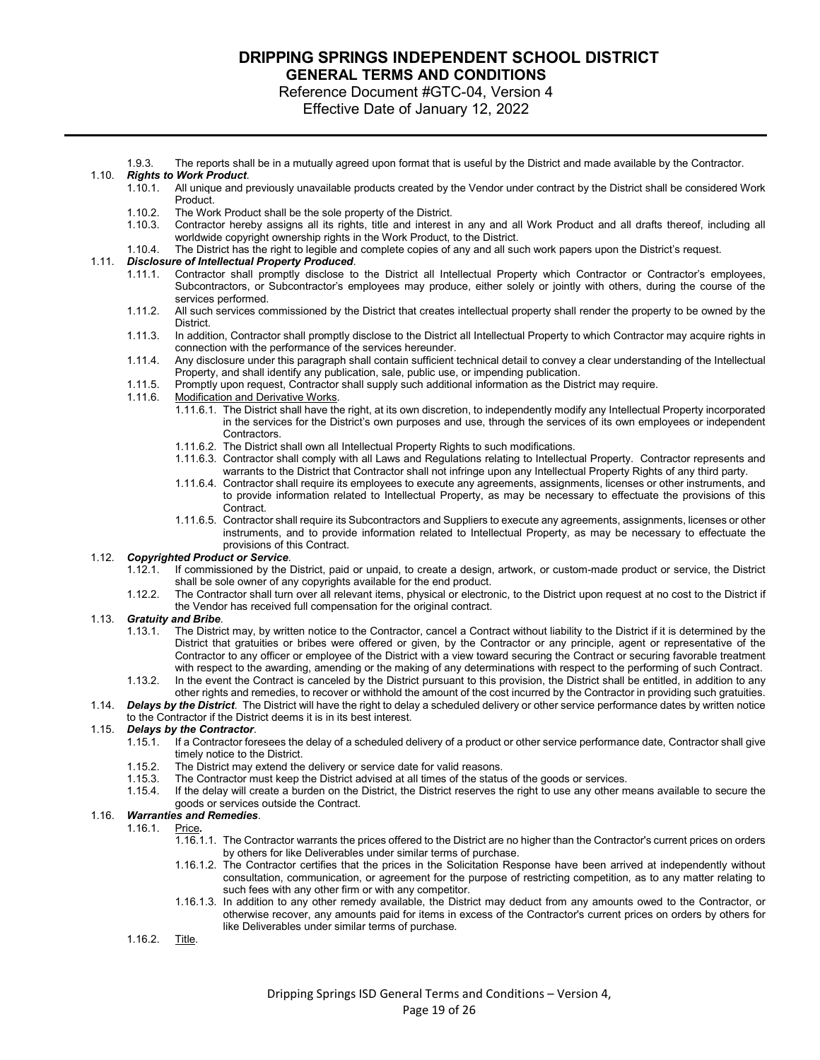1.9.3. The reports shall be in a mutually agreed upon format that is useful by the District and made available by the Contractor.

1.10. ***Rights to Work Product***.

1.10.1. All unique and previously unavailable products created by the Vendor under contract by the District shall be considered Work Product.

1.10.2. The Work Product shall be the sole property of the District.

1.10.3. Contractor hereby assigns all its rights, title and interest in any and all Work Product and all drafts thereof, including all worldwide copyright ownership rights in the Work Product, to the District.

1.10.4. The District has the right to legible and complete copies of any and all such work papers upon the District's request.

1.11. ***Disclosure of Intellectual Property Produced***.

1.11.1. Contractor shall promptly disclose to the District all Intellectual Property which Contractor or Contractor's employees, Subcontractors, or Subcontractor's employees may produce, either solely or jointly with others, during the course of the services performed.

1.11.2. All such services commissioned by the District that creates intellectual property shall render the property to be owned by the District.

1.11.3. In addition, Contractor shall promptly disclose to the District all Intellectual Property to which Contractor may acquire rights in connection with the performance of the services hereunder.

1.11.4. Any disclosure under this paragraph shall contain sufficient technical detail to convey a clear understanding of the Intellectual Property, and shall identify any publication, sale, public use, or impending publication.

1.11.5. Promptly upon request, Contractor shall supply such additional information as the District may require.

1.11.6. Modification and Derivative Works.

1.11.6.1. The District shall have the right, at its own discretion, to independently modify any Intellectual Property incorporated in the services for the District's own purposes and use, through the services of its own employees or independent Contractors.

1.11.6.2. The District shall own all Intellectual Property Rights to such modifications.

1.11.6.3. Contractor shall comply with all Laws and Regulations relating to Intellectual Property. Contractor represents and warrants to the District that Contractor shall not infringe upon any Intellectual Property Rights of any third party.

1.11.6.4. Contractor shall require its employees to execute any agreements, assignments, licenses or other instruments, and to provide information related to Intellectual Property, as may be necessary to effectuate the provisions of this Contract.

1.11.6.5. Contractor shall require its Subcontractors and Suppliers to execute any agreements, assignments, licenses or other instruments, and to provide information related to Intellectual Property, as may be necessary to effectuate the provisions of this Contract.

1.12. ***Copyrighted Product or Service***.

1.12.1. If commissioned by the District, paid or unpaid, to create a design, artwork, or custom-made product or service, the District shall be sole owner of any copyrights available for the end product.

1.12.2. The Contractor shall turn over all relevant items, physical or electronic, to the District upon request at no cost to the District if the Vendor has received full compensation for the original contract.

1.13. ***Gratuity and Bribe***.

1.13.1. The District may, by written notice to the Contractor, cancel a Contract without liability to the District if it is determined by the District that gratuities or bribes were offered or given, by the Contractor or any principle, agent or representative of the Contractor to any officer or employee of the District with a view toward securing the Contract or securing favorable treatment with respect to the awarding, amending or the making of any determinations with respect to the performing of such Contract.

1.13.2. In the event the Contract is canceled by the District pursuant to this provision, the District shall be entitled, in addition to any other rights and remedies, to recover or withhold the amount of the cost incurred by the Contractor in providing such gratuities.

1.14. ***Delays by the District***. The District will have the right to delay a scheduled delivery or other service performance dates by written notice to the Contractor if the District deems it is in its best interest.

1.15. ***Delays by the Contractor***.

1.15.1. If a Contractor foresees the delay of a scheduled delivery of a product or other service performance date, Contractor shall give timely notice to the District.

1.15.2. The District may extend the delivery or service date for valid reasons.

1.15.3. The Contractor must keep the District advised at all times of the status of the goods or services.

1.15.4. If the delay will create a burden on the District, the District reserves the right to use any other means available to secure the goods or services outside the Contract.

1.16. ***Warranties and Remedies***.

1.16.1. Price**.**

1.16.1.1. The Contractor warrants the prices offered to the District are no higher than the Contractor's current prices on orders by others for like Deliverables under similar terms of purchase.

1.16.1.2. The Contractor certifies that the prices in the Solicitation Response have been arrived at independently without consultation, communication, or agreement for the purpose of restricting competition, as to any matter relating to such fees with any other firm or with any competitor.

1.16.1.3. In addition to any other remedy available, the District may deduct from any amounts owed to the Contractor, or otherwise recover, any amounts paid for items in excess of the Contractor's current prices on orders by others for like Deliverables under similar terms of purchase.

1.16.2. Title.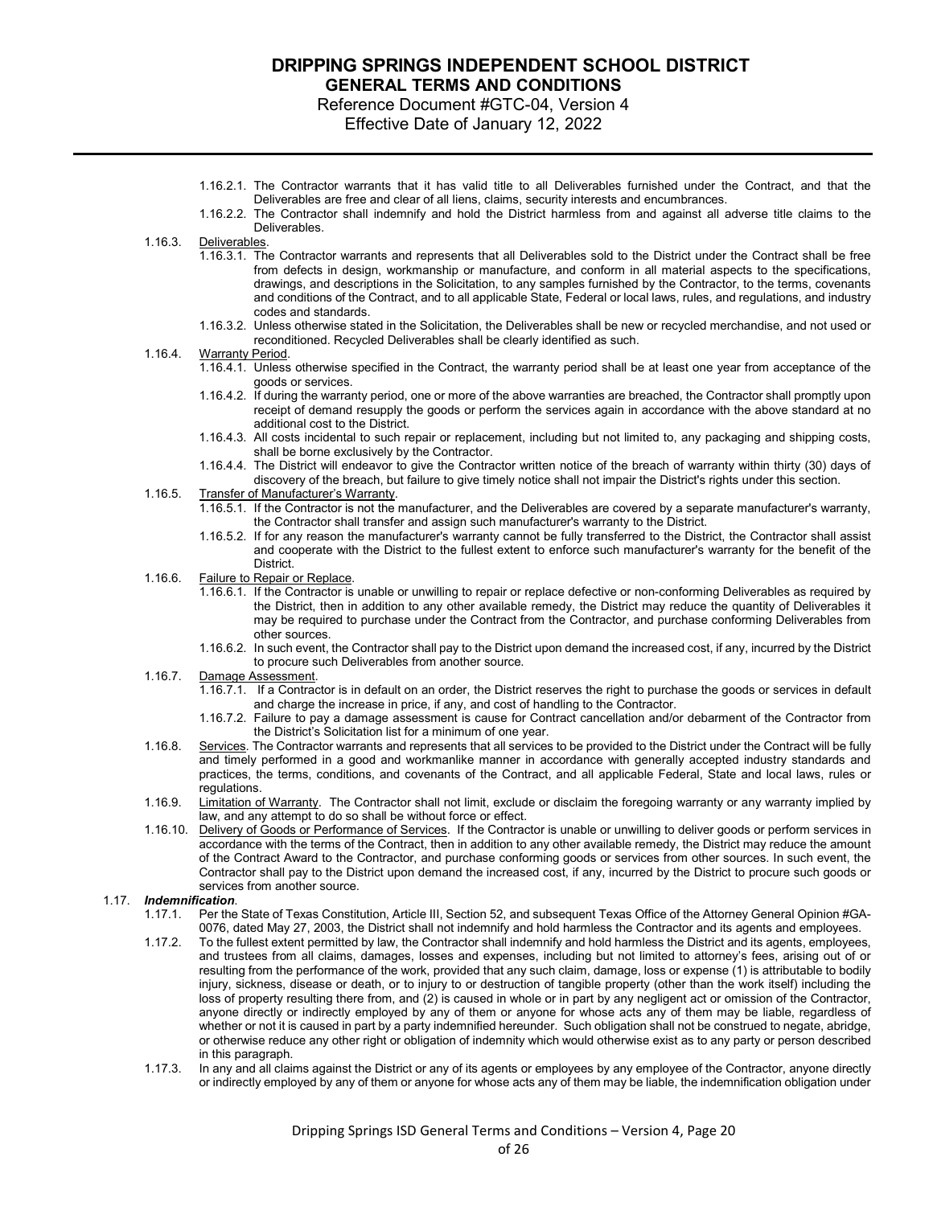1.16.2.1. The Contractor warrants that it has valid title to all Deliverables furnished under the Contract, and that the Deliverables are free and clear of all liens, claims, security interests and encumbrances.

1.16.2.2. The Contractor shall indemnify and hold the District harmless from and against all adverse title claims to the Deliverables.

1.16.3. Deliverables.

1.16.3.1. The Contractor warrants and represents that all Deliverables sold to the District under the Contract shall be free from defects in design, workmanship or manufacture, and conform in all material aspects to the specifications, drawings, and descriptions in the Solicitation, to any samples furnished by the Contractor, to the terms, covenants and conditions of the Contract, and to all applicable State, Federal or local laws, rules, and regulations, and industry codes and standards.

1.16.3.2. Unless otherwise stated in the Solicitation, the Deliverables shall be new or recycled merchandise, and not used or reconditioned. Recycled Deliverables shall be clearly identified as such.

1.16.4. Warranty Period.

1.16.4.1. Unless otherwise specified in the Contract, the warranty period shall be at least one year from acceptance of the goods or services.

1.16.4.2. If during the warranty period, one or more of the above warranties are breached, the Contractor shall promptly upon receipt of demand resupply the goods or perform the services again in accordance with the above standard at no additional cost to the District.

1.16.4.3. All costs incidental to such repair or replacement, including but not limited to, any packaging and shipping costs, shall be borne exclusively by the Contractor.

1.16.4.4. The District will endeavor to give the Contractor written notice of the breach of warranty within thirty (30) days of discovery of the breach, but failure to give timely notice shall not impair the District's rights under this section.

1.16.5. Transfer of Manufacturer's Warranty.

1.16.5.1. If the Contractor is not the manufacturer, and the Deliverables are covered by a separate manufacturer's warranty, the Contractor shall transfer and assign such manufacturer's warranty to the District.

1.16.5.2. If for any reason the manufacturer's warranty cannot be fully transferred to the District, the Contractor shall assist and cooperate with the District to the fullest extent to enforce such manufacturer's warranty for the benefit of the District.

1.16.6. Failure to Repair or Replace.

1.16.6.1. If the Contractor is unable or unwilling to repair or replace defective or non-conforming Deliverables as required by the District, then in addition to any other available remedy, the District may reduce the quantity of Deliverables it may be required to purchase under the Contract from the Contractor, and purchase conforming Deliverables from other sources.

1.16.6.2. In such event, the Contractor shall pay to the District upon demand the increased cost, if any, incurred by the District to procure such Deliverables from another source.

1.16.7. Damage Assessment.

1.16.7.1. If a Contractor is in default on an order, the District reserves the right to purchase the goods or services in default and charge the increase in price, if any, and cost of handling to the Contractor.

1.16.7.2. Failure to pay a damage assessment is cause for Contract cancellation and/or debarment of the Contractor from the District's Solicitation list for a minimum of one year.

1.16.8. Services. The Contractor warrants and represents that all services to be provided to the District under the Contract will be fully and timely performed in a good and workmanlike manner in accordance with generally accepted industry standards and practices, the terms, conditions, and covenants of the Contract, and all applicable Federal, State and local laws, rules or regulations.

1.16.9. Limitation of Warranty. The Contractor shall not limit, exclude or disclaim the foregoing warranty or any warranty implied by law, and any attempt to do so shall be without force or effect.

1.16.10. Delivery of Goods or Performance of Services. If the Contractor is unable or unwilling to deliver goods or perform services in accordance with the terms of the Contract, then in addition to any other available remedy, the District may reduce the amount of the Contract Award to the Contractor, and purchase conforming goods or services from other sources. In such event, the Contractor shall pay to the District upon demand the increased cost, if any, incurred by the District to procure such goods or services from another source.

1.17. ***Indemnification***.

1.17.1. Per the State of Texas Constitution, Article III, Section 52, and subsequent Texas Office of the Attorney General Opinion #GA-0076, dated May 27, 2003, the District shall not indemnify and hold harmless the Contractor and its agents and employees.

1.17.2. To the fullest extent permitted by law, the Contractor shall indemnify and hold harmless the District and its agents, employees, and trustees from all claims, damages, losses and expenses, including but not limited to attorney's fees, arising out of or resulting from the performance of the work, provided that any such claim, damage, loss or expense (1) is attributable to bodily injury, sickness, disease or death, or to injury to or destruction of tangible property (other than the work itself) including the loss of property resulting there from, and (2) is caused in whole or in part by any negligent act or omission of the Contractor, anyone directly or indirectly employed by any of them or anyone for whose acts any of them may be liable, regardless of whether or not it is caused in part by a party indemnified hereunder. Such obligation shall not be construed to negate, abridge, or otherwise reduce any other right or obligation of indemnity which would otherwise exist as to any party or person described in this paragraph.

1.17.3. In any and all claims against the District or any of its agents or employees by any employee of the Contractor, anyone directly or indirectly employed by any of them or anyone for whose acts any of them may be liable, the indemnification obligation under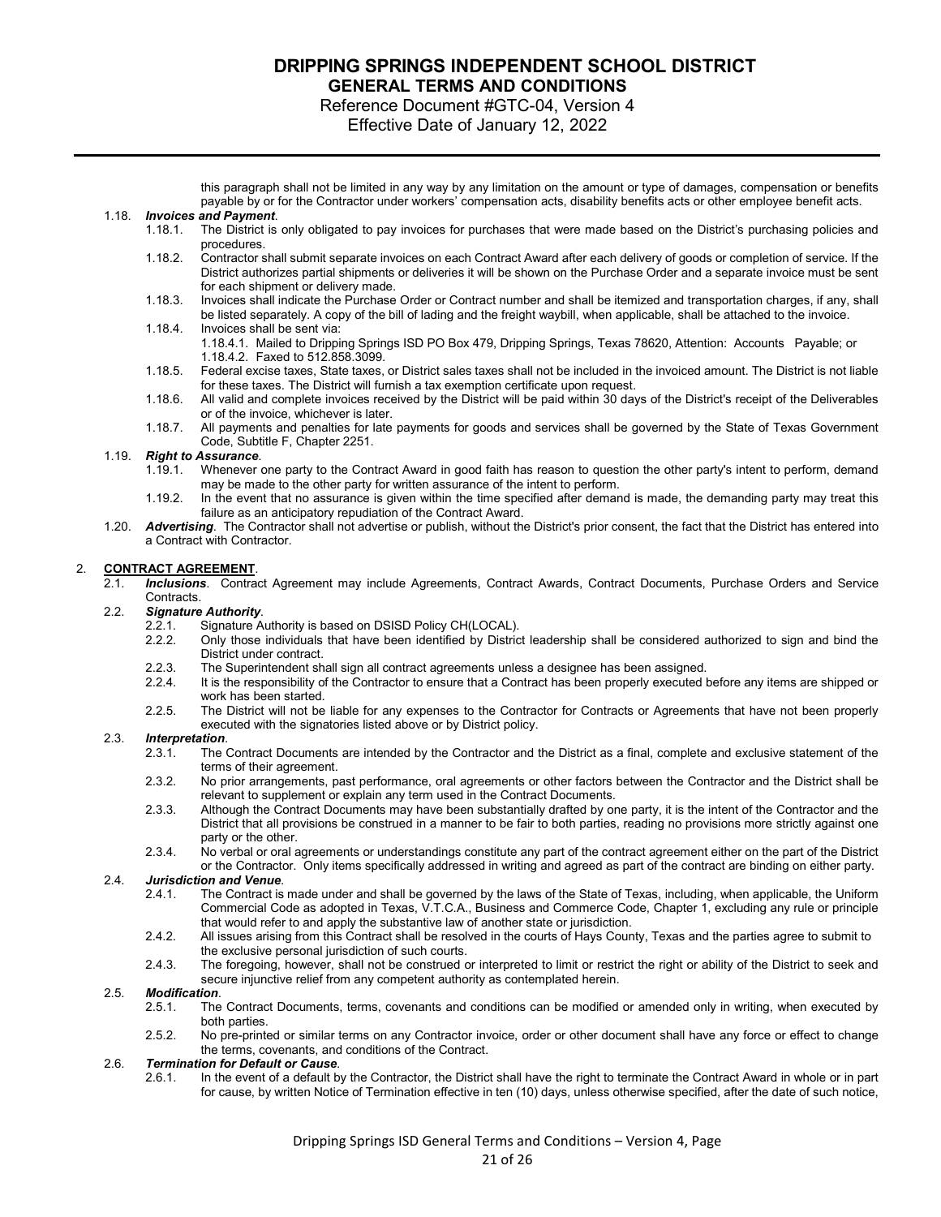this paragraph shall not be limited in any way by any limitation on the amount or type of damages, compensation or benefits payable by or for the Contractor under workers' compensation acts, disability benefits acts or other employee benefit acts.

1.18. ***Invoices and Payment***.

- 1.18.1. The District is only obligated to pay invoices for purchases that were made based on the District's purchasing policies and procedures.
- 1.18.2. Contractor shall submit separate invoices on each Contract Award after each delivery of goods or completion of service. If the District authorizes partial shipments or deliveries it will be shown on the Purchase Order and a separate invoice must be sent for each shipment or delivery made.
- 1.18.3. Invoices shall indicate the Purchase Order or Contract number and shall be itemized and transportation charges, if any, shall be listed separately. A copy of the bill of lading and the freight waybill, when applicable, shall be attached to the invoice.
- 1.18.4. Invoices shall be sent via:
  - 1.18.4.1. Mailed to Dripping Springs ISD PO Box 479, Dripping Springs, Texas 78620, Attention: Accounts Payable; or
  - 1.18.4.2. Faxed to 512.858.3099.
- 1.18.5. Federal excise taxes, State taxes, or District sales taxes shall not be included in the invoiced amount. The District is not liable for these taxes. The District will furnish a tax exemption certificate upon request.
- 1.18.6. All valid and complete invoices received by the District will be paid within 30 days of the District's receipt of the Deliverables or of the invoice, whichever is later.
- 1.18.7. All payments and penalties for late payments for goods and services shall be governed by the State of Texas Government Code, Subtitle F, Chapter 2251.

1.19. ***Right to Assurance***.

- 1.19.1. Whenever one party to the Contract Award in good faith has reason to question the other party's intent to perform, demand may be made to the other party for written assurance of the intent to perform.
- 1.19.2. In the event that no assurance is given within the time specified after demand is made, the demanding party may treat this failure as an anticipatory repudiation of the Contract Award.

1.20. ***Advertising***. The Contractor shall not advertise or publish, without the District's prior consent, the fact that the District has entered into a Contract with Contractor.

## 2. **CONTRACT AGREEMENT**.

2.1. ***Inclusions***. Contract Agreement may include Agreements, Contract Awards, Contract Documents, Purchase Orders and Service Contracts.

2.2. ***Signature Authority***.

- 2.2.1. Signature Authority is based on DSISD Policy CH(LOCAL).
- 2.2.2. Only those individuals that have been identified by District leadership shall be considered authorized to sign and bind the District under contract.
- 2.2.3. The Superintendent shall sign all contract agreements unless a designee has been assigned.
- 2.2.4. It is the responsibility of the Contractor to ensure that a Contract has been properly executed before any items are shipped or work has been started.
- 2.2.5. The District will not be liable for any expenses to the Contractor for Contracts or Agreements that have not been properly executed with the signatories listed above or by District policy.

2.3. ***Interpretation***.

- 2.3.1. The Contract Documents are intended by the Contractor and the District as a final, complete and exclusive statement of the terms of their agreement.
- 2.3.2. No prior arrangements, past performance, oral agreements or other factors between the Contractor and the District shall be relevant to supplement or explain any term used in the Contract Documents.
- 2.3.3. Although the Contract Documents may have been substantially drafted by one party, it is the intent of the Contractor and the District that all provisions be construed in a manner to be fair to both parties, reading no provisions more strictly against one party or the other.
- 2.3.4. No verbal or oral agreements or understandings constitute any part of the contract agreement either on the part of the District or the Contractor. Only items specifically addressed in writing and agreed as part of the contract are binding on either party.

2.4. ***Jurisdiction and Venue***.

- 2.4.1. The Contract is made under and shall be governed by the laws of the State of Texas, including, when applicable, the Uniform Commercial Code as adopted in Texas, V.T.C.A., Business and Commerce Code, Chapter 1, excluding any rule or principle that would refer to and apply the substantive law of another state or jurisdiction.
- 2.4.2. All issues arising from this Contract shall be resolved in the courts of Hays County, Texas and the parties agree to submit to the exclusive personal jurisdiction of such courts.
- 2.4.3. The foregoing, however, shall not be construed or interpreted to limit or restrict the right or ability of the District to seek and secure injunctive relief from any competent authority as contemplated herein.

2.5. ***Modification***.

- 2.5.1. The Contract Documents, terms, covenants and conditions can be modified or amended only in writing, when executed by both parties.
- 2.5.2. No pre-printed or similar terms on any Contractor invoice, order or other document shall have any force or effect to change the terms, covenants, and conditions of the Contract.

2.6. ***Termination for Default or Cause***.

- 2.6.1. In the event of a default by the Contractor, the District shall have the right to terminate the Contract Award in whole or in part for cause, by written Notice of Termination effective in ten (10) days, unless otherwise specified, after the date of such notice,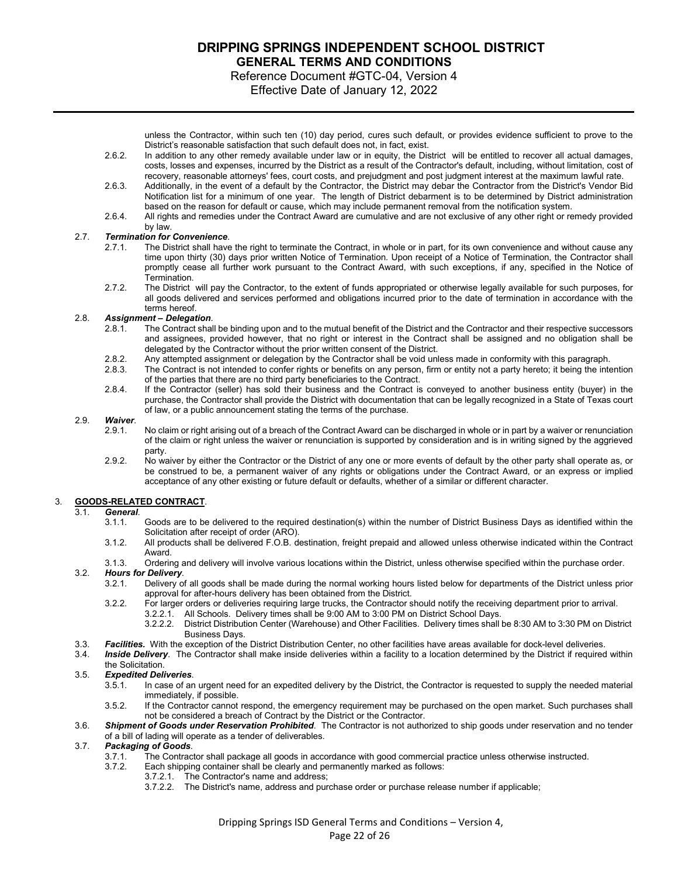unless the Contractor, within such ten (10) day period, cures such default, or provides evidence sufficient to prove to the District's reasonable satisfaction that such default does not, in fact, exist.

2.6.2. In addition to any other remedy available under law or in equity, the District will be entitled to recover all actual damages, costs, losses and expenses, incurred by the District as a result of the Contractor's default, including, without limitation, cost of recovery, reasonable attorneys' fees, court costs, and prejudgment and post judgment interest at the maximum lawful rate.

2.6.3. Additionally, in the event of a default by the Contractor, the District may debar the Contractor from the District's Vendor Bid Notification list for a minimum of one year. The length of District debarment is to be determined by District administration based on the reason for default or cause, which may include permanent removal from the notification system.

2.6.4. All rights and remedies under the Contract Award are cumulative and are not exclusive of any other right or remedy provided by law.

2.7. ***Termination for Convenience***.

2.7.1. The District shall have the right to terminate the Contract, in whole or in part, for its own convenience and without cause any time upon thirty (30) days prior written Notice of Termination. Upon receipt of a Notice of Termination, the Contractor shall promptly cease all further work pursuant to the Contract Award, with such exceptions, if any, specified in the Notice of Termination.

2.7.2. The District will pay the Contractor, to the extent of funds appropriated or otherwise legally available for such purposes, for all goods delivered and services performed and obligations incurred prior to the date of termination in accordance with the terms hereof.

2.8. ***Assignment – Delegation***.

2.8.1. The Contract shall be binding upon and to the mutual benefit of the District and the Contractor and their respective successors and assignees, provided however, that no right or interest in the Contract shall be assigned and no obligation shall be delegated by the Contractor without the prior written consent of the District.

2.8.2. Any attempted assignment or delegation by the Contractor shall be void unless made in conformity with this paragraph.

2.8.3. The Contract is not intended to confer rights or benefits on any person, firm or entity not a party hereto; it being the intention of the parties that there are no third party beneficiaries to the Contract.

2.8.4. If the Contractor (seller) has sold their business and the Contract is conveyed to another business entity (buyer) in the purchase, the Contractor shall provide the District with documentation that can be legally recognized in a State of Texas court of law, or a public announcement stating the terms of the purchase.

2.9. ***Waiver***.

2.9.1. No claim or right arising out of a breach of the Contract Award can be discharged in whole or in part by a waiver or renunciation of the claim or right unless the waiver or renunciation is supported by consideration and is in writing signed by the aggrieved party.

2.9.2. No waiver by either the Contractor or the District of any one or more events of default by the other party shall operate as, or be construed to be, a permanent waiver of any rights or obligations under the Contract Award, or an express or implied acceptance of any other existing or future default or defaults, whether of a similar or different character.

## 3. <u>GOODS-RELATED CONTRACT</u>.

3.1. ***General***.

3.1.1. Goods are to be delivered to the required destination(s) within the number of District Business Days as identified within the Solicitation after receipt of order (ARO).

3.1.2. All products shall be delivered F.O.B. destination, freight prepaid and allowed unless otherwise indicated within the Contract Award.

3.1.3. Ordering and delivery will involve various locations within the District, unless otherwise specified within the purchase order.

3.2. ***Hours for Delivery***.

3.2.1. Delivery of all goods shall be made during the normal working hours listed below for departments of the District unless prior approval for after-hours delivery has been obtained from the District.

3.2.2. For larger orders or deliveries requiring large trucks, the Contractor should notify the receiving department prior to arrival.

3.2.2.1. All Schools. Delivery times shall be 9:00 AM to 3:00 PM on District School Days.

3.2.2.2. District Distribution Center (Warehouse) and Other Facilities. Delivery times shall be 8:30 AM to 3:30 PM on District Business Days.

3.3. ***Facilities.*** With the exception of the District Distribution Center, no other facilities have areas available for dock-level deliveries.

3.4. ***Inside Delivery***. The Contractor shall make inside deliveries within a facility to a location determined by the District if required within the Solicitation.

3.5. ***Expedited Deliveries***.

3.5.1. In case of an urgent need for an expedited delivery by the District, the Contractor is requested to supply the needed material immediately, if possible.

3.5.2. If the Contractor cannot respond, the emergency requirement may be purchased on the open market. Such purchases shall not be considered a breach of Contract by the District or the Contractor.

3.6. ***Shipment of Goods under Reservation Prohibited***. The Contractor is not authorized to ship goods under reservation and no tender of a bill of lading will operate as a tender of deliverables.

3.7. ***Packaging of Goods***.

3.7.1. The Contractor shall package all goods in accordance with good commercial practice unless otherwise instructed.

3.7.2. Each shipping container shall be clearly and permanently marked as follows:

3.7.2.1. The Contractor's name and address;

3.7.2.2. The District's name, address and purchase order or purchase release number if applicable;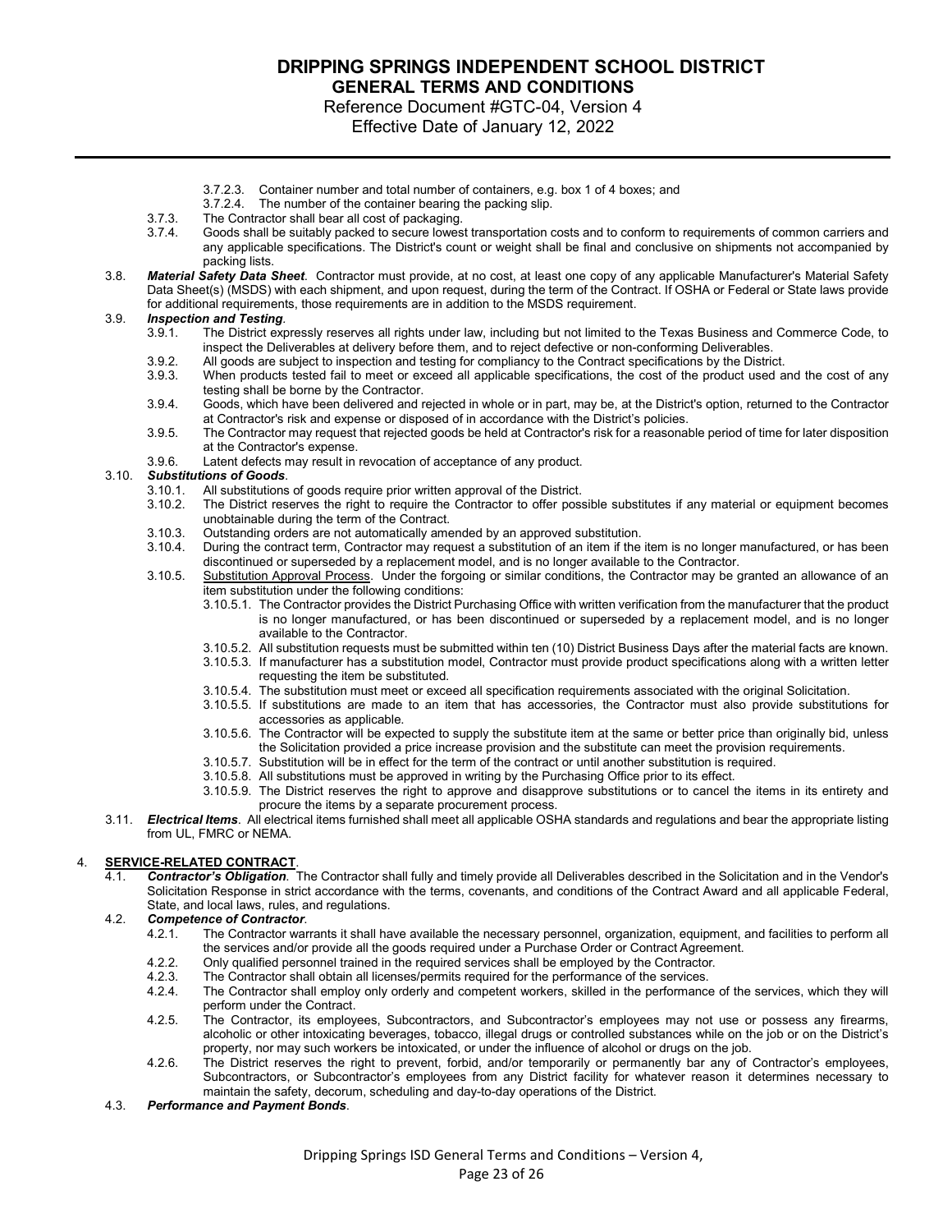- 3.7.2.3. Container number and total number of containers, e.g. box 1 of 4 boxes; and
- 3.7.2.4. The number of the container bearing the packing slip.

3.7.3. The Contractor shall bear all cost of packaging.

3.7.4. Goods shall be suitably packed to secure lowest transportation costs and to conform to requirements of common carriers and any applicable specifications. The District's count or weight shall be final and conclusive on shipments not accompanied by packing lists.

3.8. ***Material Safety Data Sheet***. Contractor must provide, at no cost, at least one copy of any applicable Manufacturer's Material Safety Data Sheet(s) (MSDS) with each shipment, and upon request, during the term of the Contract. If OSHA or Federal or State laws provide for additional requirements, those requirements are in addition to the MSDS requirement.

3.9. ***Inspection and Testing***.

- 3.9.1. The District expressly reserves all rights under law, including but not limited to the Texas Business and Commerce Code, to inspect the Deliverables at delivery before them, and to reject defective or non-conforming Deliverables.
- 3.9.2. All goods are subject to inspection and testing for compliancy to the Contract specifications by the District.
- 3.9.3. When products tested fail to meet or exceed all applicable specifications, the cost of the product used and the cost of any testing shall be borne by the Contractor.
- 3.9.4. Goods, which have been delivered and rejected in whole or in part, may be, at the District's option, returned to the Contractor at Contractor's risk and expense or disposed of in accordance with the District's policies.
- 3.9.5. The Contractor may request that rejected goods be held at Contractor's risk for a reasonable period of time for later disposition at the Contractor's expense.
- 3.9.6. Latent defects may result in revocation of acceptance of any product.

3.10. ***Substitutions of Goods***.

- 3.10.1. All substitutions of goods require prior written approval of the District.
- 3.10.2. The District reserves the right to require the Contractor to offer possible substitutes if any material or equipment becomes unobtainable during the term of the Contract.
- 3.10.3. Outstanding orders are not automatically amended by an approved substitution.
- 3.10.4. During the contract term, Contractor may request a substitution of an item if the item is no longer manufactured, or has been discontinued or superseded by a replacement model, and is no longer available to the Contractor.
- 3.10.5. <u>Substitution Approval Process</u>. Under the forgoing or similar conditions, the Contractor may be granted an allowance of an item substitution under the following conditions:
  - 3.10.5.1. The Contractor provides the District Purchasing Office with written verification from the manufacturer that the product is no longer manufactured, or has been discontinued or superseded by a replacement model, and is no longer available to the Contractor.
  - 3.10.5.2. All substitution requests must be submitted within ten (10) District Business Days after the material facts are known.
  - 3.10.5.3. If manufacturer has a substitution model, Contractor must provide product specifications along with a written letter requesting the item be substituted.
  - 3.10.5.4. The substitution must meet or exceed all specification requirements associated with the original Solicitation.
  - 3.10.5.5. If substitutions are made to an item that has accessories, the Contractor must also provide substitutions for accessories as applicable.
  - 3.10.5.6. The Contractor will be expected to supply the substitute item at the same or better price than originally bid, unless the Solicitation provided a price increase provision and the substitute can meet the provision requirements.
  - 3.10.5.7. Substitution will be in effect for the term of the contract or until another substitution is required.
  - 3.10.5.8. All substitutions must be approved in writing by the Purchasing Office prior to its effect.
  - 3.10.5.9. The District reserves the right to approve and disapprove substitutions or to cancel the items in its entirety and procure the items by a separate procurement process.

3.11. ***Electrical Items***. All electrical items furnished shall meet all applicable OSHA standards and regulations and bear the appropriate listing from UL, FMRC or NEMA.

## 4. <u>SERVICE-RELATED CONTRACT</u>.

4.1. ***Contractor's Obligation***. The Contractor shall fully and timely provide all Deliverables described in the Solicitation and in the Vendor's Solicitation Response in strict accordance with the terms, covenants, and conditions of the Contract Award and all applicable Federal, State, and local laws, rules, and regulations.

4.2. ***Competence of Contractor***.

- 4.2.1. The Contractor warrants it shall have available the necessary personnel, organization, equipment, and facilities to perform all the services and/or provide all the goods required under a Purchase Order or Contract Agreement.
- 4.2.2. Only qualified personnel trained in the required services shall be employed by the Contractor.
- 4.2.3. The Contractor shall obtain all licenses/permits required for the performance of the services.
- 4.2.4. The Contractor shall employ only orderly and competent workers, skilled in the performance of the services, which they will perform under the Contract.
- 4.2.5. The Contractor, its employees, Subcontractors, and Subcontractor's employees may not use or possess any firearms, alcoholic or other intoxicating beverages, tobacco, illegal drugs or controlled substances while on the job or on the District's property, nor may such workers be intoxicated, or under the influence of alcohol or drugs on the job.
- 4.2.6. The District reserves the right to prevent, forbid, and/or temporarily or permanently bar any of Contractor's employees, Subcontractors, or Subcontractor's employees from any District facility for whatever reason it determines necessary to maintain the safety, decorum, scheduling and day-to-day operations of the District.

4.3. ***Performance and Payment Bonds***.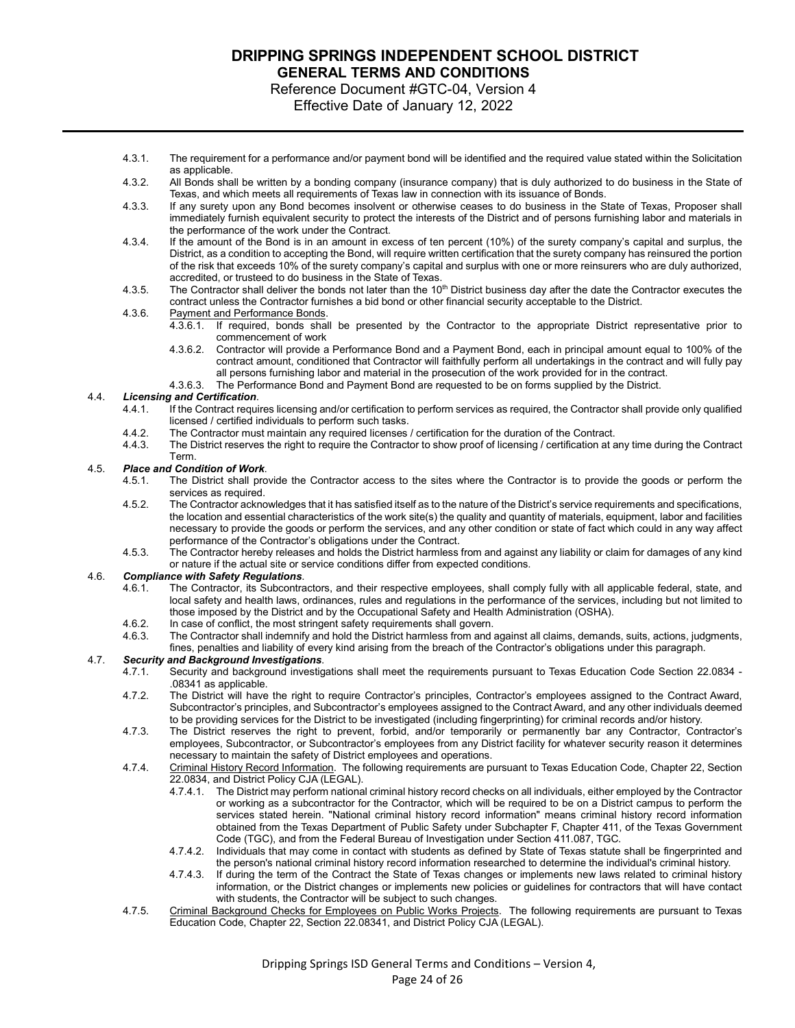4.3.1. The requirement for a performance and/or payment bond will be identified and the required value stated within the Solicitation as applicable.

4.3.2. All Bonds shall be written by a bonding company (insurance company) that is duly authorized to do business in the State of Texas, and which meets all requirements of Texas law in connection with its issuance of Bonds.

4.3.3. If any surety upon any Bond becomes insolvent or otherwise ceases to do business in the State of Texas, Proposer shall immediately furnish equivalent security to protect the interests of the District and of persons furnishing labor and materials in the performance of the work under the Contract.

4.3.4. If the amount of the Bond is in an amount in excess of ten percent (10%) of the surety company's capital and surplus, the District, as a condition to accepting the Bond, will require written certification that the surety company has reinsured the portion of the risk that exceeds 10% of the surety company's capital and surplus with one or more reinsurers who are duly authorized, accredited, or trusteed to do business in the State of Texas.

4.3.5. The Contractor shall deliver the bonds not later than the 10th District business day after the date the Contractor executes the contract unless the Contractor furnishes a bid bond or other financial security acceptable to the District.

4.3.6. Payment and Performance Bonds.

4.3.6.1. If required, bonds shall be presented by the Contractor to the appropriate District representative prior to commencement of work

4.3.6.2. Contractor will provide a Performance Bond and a Payment Bond, each in principal amount equal to 100% of the contract amount, conditioned that Contractor will faithfully perform all undertakings in the contract and will fully pay all persons furnishing labor and material in the prosecution of the work provided for in the contract.

4.3.6.3. The Performance Bond and Payment Bond are requested to be on forms supplied by the District.

4.4. ***Licensing and Certification***.

4.4.1. If the Contract requires licensing and/or certification to perform services as required, the Contractor shall provide only qualified licensed / certified individuals to perform such tasks.

4.4.2. The Contractor must maintain any required licenses / certification for the duration of the Contract.

4.4.3. The District reserves the right to require the Contractor to show proof of licensing / certification at any time during the Contract Term.

4.5. ***Place and Condition of Work***.

4.5.1. The District shall provide the Contractor access to the sites where the Contractor is to provide the goods or perform the services as required.

4.5.2. The Contractor acknowledges that it has satisfied itself as to the nature of the District's service requirements and specifications, the location and essential characteristics of the work site(s) the quality and quantity of materials, equipment, labor and facilities necessary to provide the goods or perform the services, and any other condition or state of fact which could in any way affect performance of the Contractor's obligations under the Contract.

4.5.3. The Contractor hereby releases and holds the District harmless from and against any liability or claim for damages of any kind or nature if the actual site or service conditions differ from expected conditions.

4.6. ***Compliance with Safety Regulations***.

4.6.1. The Contractor, its Subcontractors, and their respective employees, shall comply fully with all applicable federal, state, and local safety and health laws, ordinances, rules and regulations in the performance of the services, including but not limited to those imposed by the District and by the Occupational Safety and Health Administration (OSHA).

4.6.2. In case of conflict, the most stringent safety requirements shall govern.

4.6.3. The Contractor shall indemnify and hold the District harmless from and against all claims, demands, suits, actions, judgments, fines, penalties and liability of every kind arising from the breach of the Contractor's obligations under this paragraph.

4.7. ***Security and Background Investigations***.

4.7.1. Security and background investigations shall meet the requirements pursuant to Texas Education Code Section 22.0834 - .08341 as applicable.

4.7.2. The District will have the right to require Contractor's principles, Contractor's employees assigned to the Contract Award, Subcontractor's principles, and Subcontractor's employees assigned to the Contract Award, and any other individuals deemed to be providing services for the District to be investigated (including fingerprinting) for criminal records and/or history.

4.7.3. The District reserves the right to prevent, forbid, and/or temporarily or permanently bar any Contractor, Contractor's employees, Subcontractor, or Subcontractor's employees from any District facility for whatever security reason it determines necessary to maintain the safety of District employees and operations.

4.7.4. Criminal History Record Information. The following requirements are pursuant to Texas Education Code, Chapter 22, Section 22.0834, and District Policy CJA (LEGAL).

4.7.4.1. The District may perform national criminal history record checks on all individuals, either employed by the Contractor or working as a subcontractor for the Contractor, which will be required to be on a District campus to perform the services stated herein. "National criminal history record information" means criminal history record information obtained from the Texas Department of Public Safety under Subchapter F, Chapter 411, of the Texas Government Code (TGC), and from the Federal Bureau of Investigation under Section 411.087, TGC.

4.7.4.2. Individuals that may come in contact with students as defined by State of Texas statute shall be fingerprinted and the person's national criminal history record information researched to determine the individual's criminal history.

4.7.4.3. If during the term of the Contract the State of Texas changes or implements new laws related to criminal history information, or the District changes or implements new policies or guidelines for contractors that will have contact with students, the Contractor will be subject to such changes.

4.7.5. Criminal Background Checks for Employees on Public Works Projects. The following requirements are pursuant to Texas Education Code, Chapter 22, Section 22.08341, and District Policy CJA (LEGAL).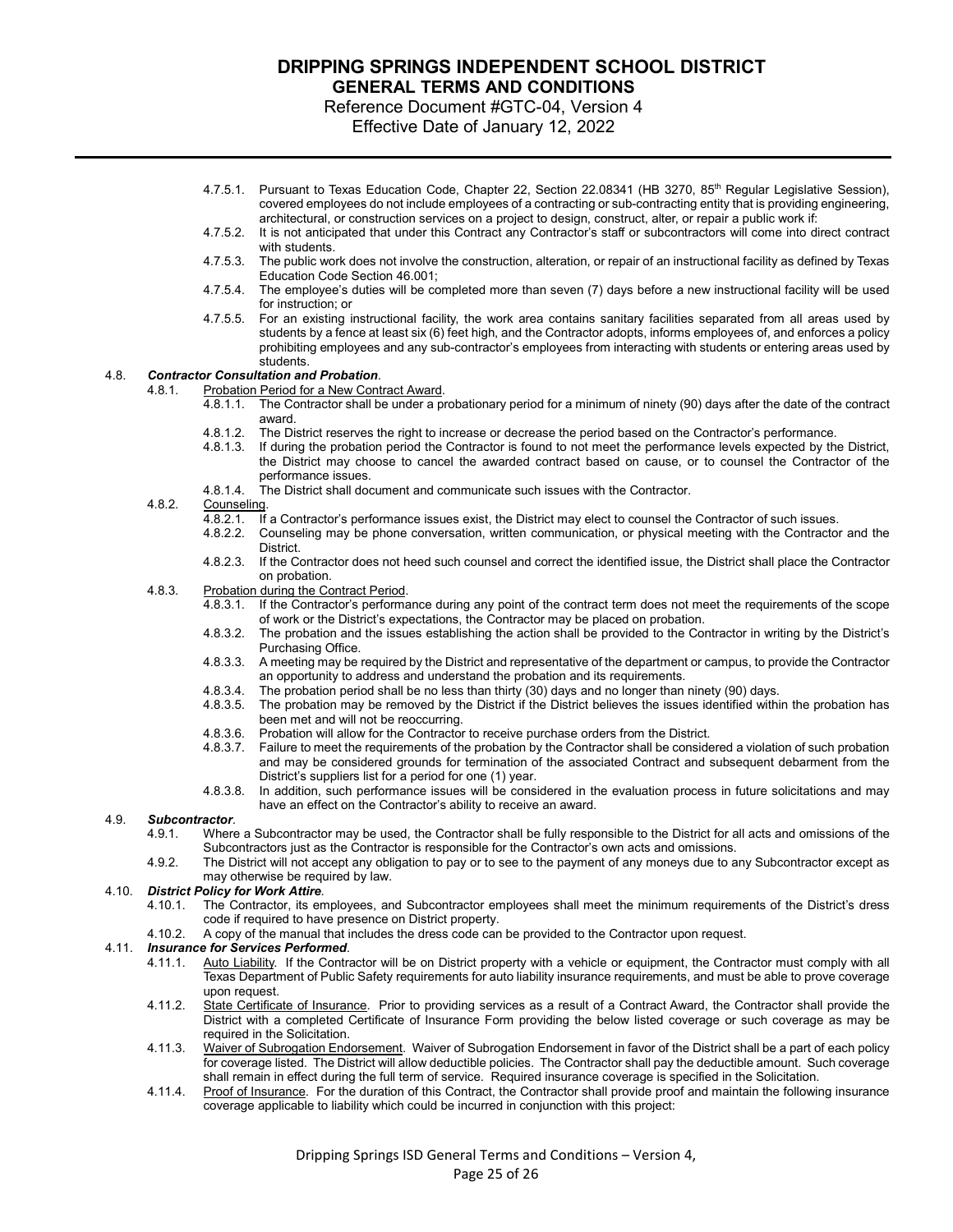4.7.5.1. Pursuant to Texas Education Code, Chapter 22, Section 22.08341 (HB 3270, 85th Regular Legislative Session), covered employees do not include employees of a contracting or sub-contracting entity that is providing engineering, architectural, or construction services on a project to design, construct, alter, or repair a public work if:

4.7.5.2. It is not anticipated that under this Contract any Contractor's staff or subcontractors will come into direct contract with students.

4.7.5.3. The public work does not involve the construction, alteration, or repair of an instructional facility as defined by Texas Education Code Section 46.001;

4.7.5.4. The employee's duties will be completed more than seven (7) days before a new instructional facility will be used for instruction; or

4.7.5.5. For an existing instructional facility, the work area contains sanitary facilities separated from all areas used by students by a fence at least six (6) feet high, and the Contractor adopts, informs employees of, and enforces a policy prohibiting employees and any sub-contractor's employees from interacting with students or entering areas used by students.

4.8. ***Contractor Consultation and Probation***.

4.8.1. Probation Period for a New Contract Award.

4.8.1.1. The Contractor shall be under a probationary period for a minimum of ninety (90) days after the date of the contract award.

4.8.1.2. The District reserves the right to increase or decrease the period based on the Contractor's performance.

4.8.1.3. If during the probation period the Contractor is found to not meet the performance levels expected by the District, the District may choose to cancel the awarded contract based on cause, or to counsel the Contractor of the performance issues.

4.8.1.4. The District shall document and communicate such issues with the Contractor.

4.8.2. Counseling.

4.8.2.1. If a Contractor's performance issues exist, the District may elect to counsel the Contractor of such issues.

4.8.2.2. Counseling may be phone conversation, written communication, or physical meeting with the Contractor and the District.

4.8.2.3. If the Contractor does not heed such counsel and correct the identified issue, the District shall place the Contractor on probation.

4.8.3. Probation during the Contract Period.

4.8.3.1. If the Contractor's performance during any point of the contract term does not meet the requirements of the scope of work or the District's expectations, the Contractor may be placed on probation.

4.8.3.2. The probation and the issues establishing the action shall be provided to the Contractor in writing by the District's Purchasing Office.

4.8.3.3. A meeting may be required by the District and representative of the department or campus, to provide the Contractor an opportunity to address and understand the probation and its requirements.

4.8.3.4. The probation period shall be no less than thirty (30) days and no longer than ninety (90) days.

4.8.3.5. The probation may be removed by the District if the District believes the issues identified within the probation has been met and will not be reoccurring.

4.8.3.6. Probation will allow for the Contractor to receive purchase orders from the District.

4.8.3.7. Failure to meet the requirements of the probation by the Contractor shall be considered a violation of such probation and may be considered grounds for termination of the associated Contract and subsequent debarment from the District's suppliers list for a period for one (1) year.

4.8.3.8. In addition, such performance issues will be considered in the evaluation process in future solicitations and may have an effect on the Contractor's ability to receive an award.

4.9. ***Subcontractor***.

4.9.1. Where a Subcontractor may be used, the Contractor shall be fully responsible to the District for all acts and omissions of the Subcontractors just as the Contractor is responsible for the Contractor's own acts and omissions.

4.9.2. The District will not accept any obligation to pay or to see to the payment of any moneys due to any Subcontractor except as may otherwise be required by law.

4.10. ***District Policy for Work Attire***.

4.10.1. The Contractor, its employees, and Subcontractor employees shall meet the minimum requirements of the District's dress code if required to have presence on District property.

4.10.2. A copy of the manual that includes the dress code can be provided to the Contractor upon request.

4.11. ***Insurance for Services Performed***.

4.11.1. Auto Liability. If the Contractor will be on District property with a vehicle or equipment, the Contractor must comply with all Texas Department of Public Safety requirements for auto liability insurance requirements, and must be able to prove coverage upon request.

4.11.2. State Certificate of Insurance. Prior to providing services as a result of a Contract Award, the Contractor shall provide the District with a completed Certificate of Insurance Form providing the below listed coverage or such coverage as may be required in the Solicitation.

4.11.3. Waiver of Subrogation Endorsement. Waiver of Subrogation Endorsement in favor of the District shall be a part of each policy for coverage listed. The District will allow deductible policies. The Contractor shall pay the deductible amount. Such coverage shall remain in effect during the full term of service. Required insurance coverage is specified in the Solicitation.

4.11.4. Proof of Insurance. For the duration of this Contract, the Contractor shall provide proof and maintain the following insurance coverage applicable to liability which could be incurred in conjunction with this project: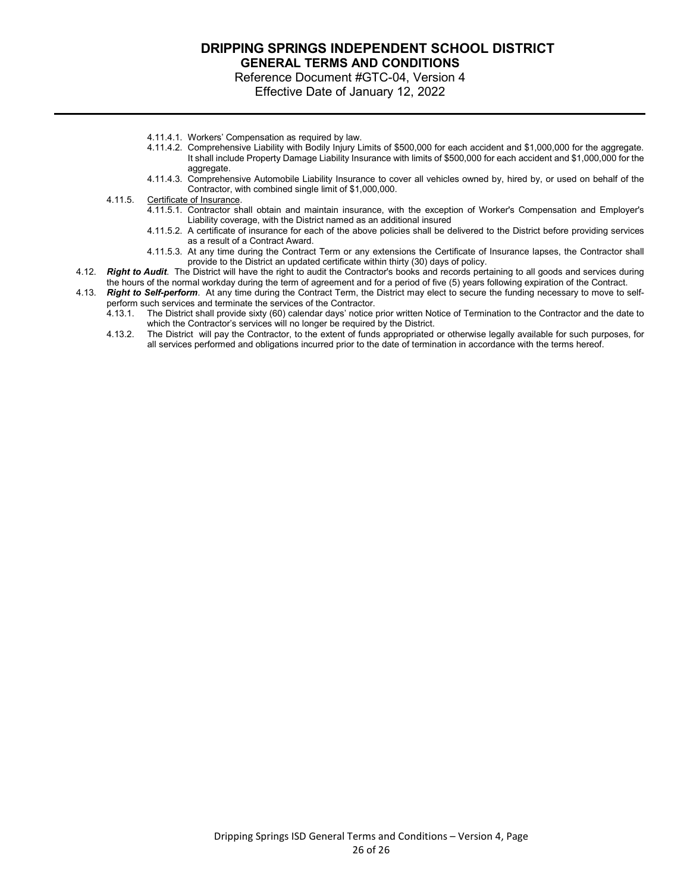4.11.4.1. Workers' Compensation as required by law.

4.11.4.2. Comprehensive Liability with Bodily Injury Limits of $500,000 for each accident and $1,000,000 for the aggregate. It shall include Property Damage Liability Insurance with limits of $500,000 for each accident and $1,000,000 for the aggregate.

4.11.4.3. Comprehensive Automobile Liability Insurance to cover all vehicles owned by, hired by, or used on behalf of the Contractor, with combined single limit of $1,000,000.

4.11.5. Certificate of Insurance.

4.11.5.1. Contractor shall obtain and maintain insurance, with the exception of Worker's Compensation and Employer's Liability coverage, with the District named as an additional insured

4.11.5.2. A certificate of insurance for each of the above policies shall be delivered to the District before providing services as a result of a Contract Award.

4.11.5.3. At any time during the Contract Term or any extensions the Certificate of Insurance lapses, the Contractor shall provide to the District an updated certificate within thirty (30) days of policy.

4.12. ***Right to Audit***. The District will have the right to audit the Contractor's books and records pertaining to all goods and services during the hours of the normal workday during the term of agreement and for a period of five (5) years following expiration of the Contract.

4.13. ***Right to Self-perform***. At any time during the Contract Term, the District may elect to secure the funding necessary to move to self-perform such services and terminate the services of the Contractor.

4.13.1. The District shall provide sixty (60) calendar days' notice prior written Notice of Termination to the Contractor and the date to which the Contractor's services will no longer be required by the District.

4.13.2. The District will pay the Contractor, to the extent of funds appropriated or otherwise legally available for such purposes, for all services performed and obligations incurred prior to the date of termination in accordance with the terms hereof.